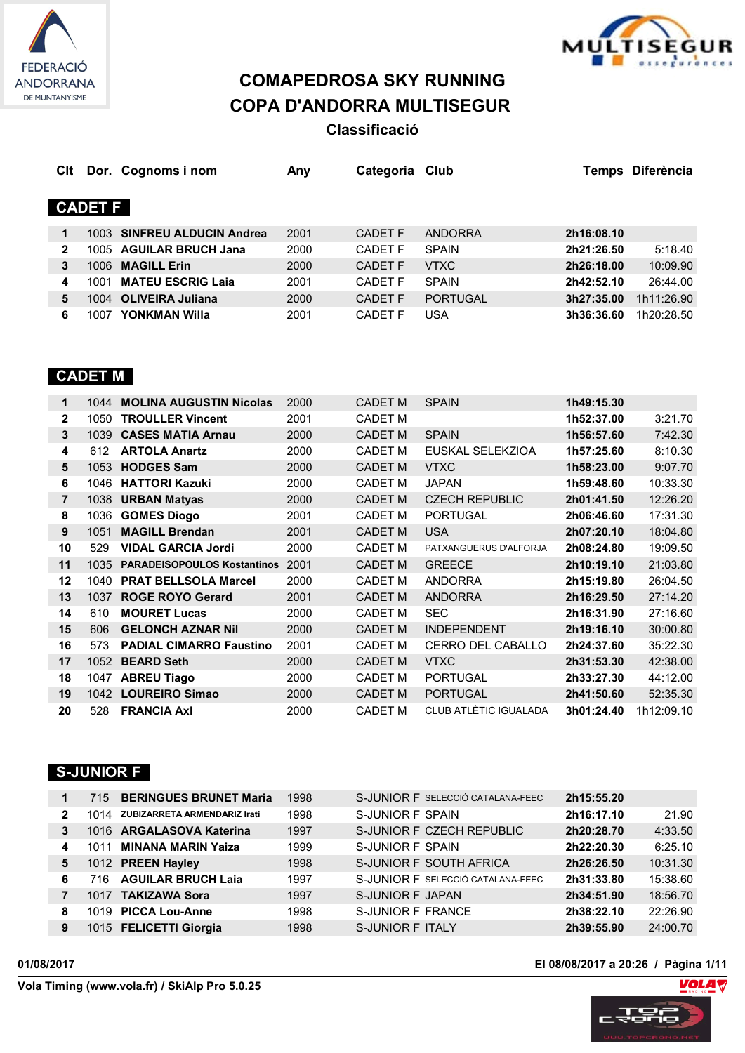# COMAPEDROSA SKY RUNNING

# COPA D'ANDORRA MULTISEGUR

## Classificació

## CADET F

| Clt | Dor. | Cognoms i nom | Any | Categoria | Club | Temps | Diferència |
|---|---|---|---|---|---|---|---|
| 1 | 1003 | **SINFREU ALDUCIN Andrea** | 2001 | CADET F | ANDORRA | **2h16:08.10** | |
| 2 | 1005 | **AGUILAR BRUCH Jana** | 2000 | CADET F | SPAIN | **2h21:26.50** | 5:18.40 |
| 3 | 1006 | **MAGILL Erin** | 2000 | CADET F | VTXC | **2h26:18.00** | 10:09.90 |
| 4 | 1001 | **MATEU ESCRIG Laia** | 2001 | CADET F | SPAIN | **2h42:52.10** | 26:44.00 |
| 5 | 1004 | **OLIVEIRA Juliana** | 2000 | CADET F | PORTUGAL | **3h27:35.00** | 1h11:26.90 |
| 6 | 1007 | **YONKMAN Willa** | 2001 | CADET F | USA | **3h36:36.60** | 1h20:28.50 |

## CADET M

| Clt | Dor. | Cognoms i nom | Any | Categoria | Club | Temps | Diferència |
|---|---|---|---|---|---|---|---|
| 1 | 1044 | **MOLINA AUGUSTIN Nicolas** | 2000 | CADET M | SPAIN | **1h49:15.30** | |
| 2 | 1050 | **TROULLER Vincent** | 2001 | CADET M | | **1h52:37.00** | 3:21.70 |
| 3 | 1039 | **CASES MATIA Arnau** | 2000 | CADET M | SPAIN | **1h56:57.60** | 7:42.30 |
| 4 | 612 | **ARTOLA Anartz** | 2000 | CADET M | EUSKAL SELEKZIOA | **1h57:25.60** | 8:10.30 |
| 5 | 1053 | **HODGES Sam** | 2000 | CADET M | VTXC | **1h58:23.00** | 9:07.70 |
| 6 | 1046 | **HATTORI Kazuki** | 2000 | CADET M | JAPAN | **1h59:48.60** | 10:33.30 |
| 7 | 1038 | **URBAN Matyas** | 2000 | CADET M | CZECH REPUBLIC | **2h01:41.50** | 12:26.20 |
| 8 | 1036 | **GOMES Diogo** | 2001 | CADET M | PORTUGAL | **2h06:46.60** | 17:31.30 |
| 9 | 1051 | **MAGILL Brendan** | 2001 | CADET M | USA | **2h07:20.10** | 18:04.80 |
| 10 | 529 | **VIDAL GARCIA Jordi** | 2000 | CADET M | PATXANGUERUS D'ALFORJA | **2h08:24.80** | 19:09.50 |
| 11 | 1035 | **PARADEISOPOULOS Kostantinos** | 2001 | CADET M | GREECE | **2h10:19.10** | 21:03.80 |
| 12 | 1040 | **PRAT BELLSOLA Marcel** | 2000 | CADET M | ANDORRA | **2h15:19.80** | 26:04.50 |
| 13 | 1037 | **ROGE ROYO Gerard** | 2001 | CADET M | ANDORRA | **2h16:29.50** | 27:14.20 |
| 14 | 610 | **MOURET Lucas** | 2000 | CADET M | SEC | **2h16:31.90** | 27:16.60 |
| 15 | 606 | **GELONCH AZNAR Nil** | 2000 | CADET M | INDEPENDENT | **2h19:16.10** | 30:00.80 |
| 16 | 573 | **PADIAL CIMARRO Faustino** | 2001 | CADET M | CERRO DEL CABALLO | **2h24:37.60** | 35:22.30 |
| 17 | 1052 | **BEARD Seth** | 2000 | CADET M | VTXC | **2h31:53.30** | 42:38.00 |
| 18 | 1047 | **ABREU Tiago** | 2000 | CADET M | PORTUGAL | **2h33:27.30** | 44:12.00 |
| 19 | 1042 | **LOUREIRO Simao** | 2000 | CADET M | PORTUGAL | **2h41:50.60** | 52:35.30 |
| 20 | 528 | **FRANCIA Axl** | 2000 | CADET M | CLUB ATLÈTIC IGUALADA | **3h01:24.40** | 1h12:09.10 |

## S-JUNIOR F

| Clt | Dor. | Cognoms i nom | Any | Categoria | Club | Temps | Diferència |
|---|---|---|---|---|---|---|---|
| 1 | 715 | **BERINGUES BRUNET Maria** | 1998 | S-JUNIOR F | SELECCIÓ CATALANA-FEEC | **2h15:55.20** | |
| 2 | 1014 | **ZUBIZARRETA ARMENDARIZ Irati** | 1998 | S-JUNIOR F | SPAIN | **2h16:17.10** | 21.90 |
| 3 | 1016 | **ARGALASOVA Katerina** | 1997 | S-JUNIOR F | CZECH REPUBLIC | **2h20:28.70** | 4:33.50 |
| 4 | 1011 | **MINANA MARIN Yaiza** | 1999 | S-JUNIOR F | SPAIN | **2h22:20.30** | 6:25.10 |
| 5 | 1012 | **PREEN Hayley** | 1998 | S-JUNIOR F | SOUTH AFRICA | **2h26:26.50** | 10:31.30 |
| 6 | 716 | **AGUILAR BRUCH Laia** | 1997 | S-JUNIOR F | SELECCIÓ CATALANA-FEEC | **2h31:33.80** | 15:38.60 |
| 7 | 1017 | **TAKIZAWA Sora** | 1997 | S-JUNIOR F | JAPAN | **2h34:51.90** | 18:56.70 |
| 8 | 1019 | **PICCA Lou-Anne** | 1998 | S-JUNIOR F | FRANCE | **2h38:22.10** | 22:26.90 |
| 9 | 1015 | **FELICETTI Giorgia** | 1998 | S-JUNIOR F | ITALY | **2h39:55.90** | 24:00.70 |

01/08/2017

El 08/08/2017 a 20:26

Vola Timing (www.vola.fr) / SkiAlp Pro 5.0.25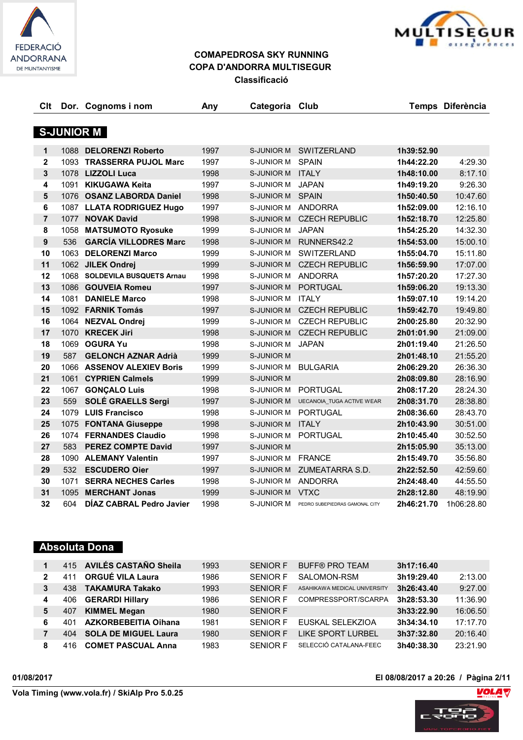**COMAPEDROSA SKY RUNNING**
**COPA D'ANDORRA MULTISEGUR**
**Classificació**

## S-JUNIOR M

| Clt | Dor. | Cognoms i nom | Any | Categoria | Club | Temps | Diferència |
|---|---|---|---|---|---|---|---|
| 1 | 1088 | DELORENZI Roberto | 1997 | S-JUNIOR M | SWITZERLAND | 1h39:52.90 | |
| 2 | 1093 | TRASSERRA PUJOL Marc | 1997 | S-JUNIOR M | SPAIN | 1h44:22.20 | 4:29.30 |
| 3 | 1078 | LIZZOLI Luca | 1998 | S-JUNIOR M | ITALY | 1h48:10.00 | 8:17.10 |
| 4 | 1091 | KIKUGAWA Keita | 1997 | S-JUNIOR M | JAPAN | 1h49:19.20 | 9:26.30 |
| 5 | 1076 | OSANZ LABORDA Daniel | 1998 | S-JUNIOR M | SPAIN | 1h50:40.50 | 10:47.60 |
| 6 | 1087 | LLATA RODRIGUEZ Hugo | 1997 | S-JUNIOR M | ANDORRA | 1h52:09.00 | 12:16.10 |
| 7 | 1077 | NOVAK David | 1998 | S-JUNIOR M | CZECH REPUBLIC | 1h52:18.70 | 12:25.80 |
| 8 | 1058 | MATSUMOTO Ryosuke | 1999 | S-JUNIOR M | JAPAN | 1h54:25.20 | 14:32.30 |
| 9 | 536 | GARCÍA VILLODRES Marc | 1998 | S-JUNIOR M | RUNNERS42.2 | 1h54:53.00 | 15:00.10 |
| 10 | 1063 | DELORENZI Marco | 1999 | S-JUNIOR M | SWITZERLAND | 1h55:04.70 | 15:11.80 |
| 11 | 1062 | JILEK Ondrej | 1999 | S-JUNIOR M | CZECH REPUBLIC | 1h56:59.90 | 17:07.00 |
| 12 | 1068 | SOLDEVILA BUSQUETS Arnau | 1998 | S-JUNIOR M | ANDORRA | 1h57:20.20 | 17:27.30 |
| 13 | 1086 | GOUVEIA Romeu | 1997 | S-JUNIOR M | PORTUGAL | 1h59:06.20 | 19:13.30 |
| 14 | 1081 | DANIELE Marco | 1998 | S-JUNIOR M | ITALY | 1h59:07.10 | 19:14.20 |
| 15 | 1092 | FARNIK Tomás | 1997 | S-JUNIOR M | CZECH REPUBLIC | 1h59:42.70 | 19:49.80 |
| 16 | 1064 | NEZVAL Ondrej | 1999 | S-JUNIOR M | CZECH REPUBLIC | 2h00:25.80 | 20:32.90 |
| 17 | 1070 | KRECEK Jiri | 1998 | S-JUNIOR M | CZECH REPUBLIC | 2h01:01.90 | 21:09.00 |
| 18 | 1069 | OGURA Yu | 1998 | S-JUNIOR M | JAPAN | 2h01:19.40 | 21:26.50 |
| 19 | 587 | GELONCH AZNAR Adrià | 1999 | S-JUNIOR M | | 2h01:48.10 | 21:55.20 |
| 20 | 1066 | ASSENOV ALEXIEV Boris | 1999 | S-JUNIOR M | BULGARIA | 2h06:29.20 | 26:36.30 |
| 21 | 1061 | CYPRIEN Calmels | 1999 | S-JUNIOR M | | 2h08:09.80 | 28:16.90 |
| 22 | 1067 | GONÇALO Luis | 1998 | S-JUNIOR M | PORTUGAL | 2h08:17.20 | 28:24.30 |
| 23 | 559 | SOLÉ GRAELLS Sergi | 1997 | S-JUNIOR M | UECANOIA_TUGA ACTIVE WEAR | 2h08:31.70 | 28:38.80 |
| 24 | 1079 | LUIS Francisco | 1998 | S-JUNIOR M | PORTUGAL | 2h08:36.60 | 28:43.70 |
| 25 | 1075 | FONTANA Giuseppe | 1998 | S-JUNIOR M | ITALY | 2h10:43.90 | 30:51.00 |
| 26 | 1074 | FERNANDES Claudio | 1998 | S-JUNIOR M | PORTUGAL | 2h10:45.40 | 30:52.50 |
| 27 | 583 | PEREZ COMPTE David | 1997 | S-JUNIOR M | | 2h15:05.90 | 35:13.00 |
| 28 | 1090 | ALEMANY Valentin | 1997 | S-JUNIOR M | FRANCE | 2h15:49.70 | 35:56.80 |
| 29 | 532 | ESCUDERO Oier | 1997 | S-JUNIOR M | ZUMEATARRA S.D. | 2h22:52.50 | 42:59.60 |
| 30 | 1071 | SERRA NECHES Carles | 1998 | S-JUNIOR M | ANDORRA | 2h24:48.40 | 44:55.50 |
| 31 | 1095 | MERCHANT Jonas | 1999 | S-JUNIOR M | VTXC | 2h28:12.80 | 48:19.90 |
| 32 | 604 | DÍAZ CABRAL Pedro Javier | 1998 | S-JUNIOR M | PEDRO SUBEPIEDRAS GAMONAL CITY | 2h46:21.70 | 1h06:28.80 |

## Absoluta Dona

| Clt | Dor. | Cognoms i nom | Any | Categoria | Club | Temps | Diferència |
|---|---|---|---|---|---|---|---|
| 1 | 415 | AVILÉS CASTAÑO Sheila | 1993 | SENIOR F | BUFF® PRO TEAM | 3h17:16.40 | |
| 2 | 411 | ORGUÉ VILA Laura | 1986 | SENIOR F | SALOMON-RSM | 3h19:29.40 | 2:13.00 |
| 3 | 438 | TAKAMURA Takako | 1993 | SENIOR F | ASAHIKAWA MEDICAL UNIVERSITY | 3h26:43.40 | 9:27.00 |
| 4 | 406 | GERARDI Hillary | 1986 | SENIOR F | COMPRESSPORT/SCARPA | 3h28:53.30 | 11:36.90 |
| 5 | 407 | KIMMEL Megan | 1980 | SENIOR F | | 3h33:22.90 | 16:06.50 |
| 6 | 401 | AZKORBEBEITIA Oihana | 1981 | SENIOR F | EUSKAL SELEKZIOA | 3h34:34.10 | 17:17.70 |
| 7 | 404 | SOLA DE MIGUEL Laura | 1980 | SENIOR F | LIKE SPORT LURBEL | 3h37:32.80 | 20:16.40 |
| 8 | 416 | COMET PASCUAL Anna | 1983 | SENIOR F | SELECCIÓ CATALANA-FEEC | 3h40:38.30 | 23:21.90 |

01/08/2017 — El 08/08/2017 a 20:26

Vola Timing (www.vola.fr) / SkiAlp Pro 5.0.25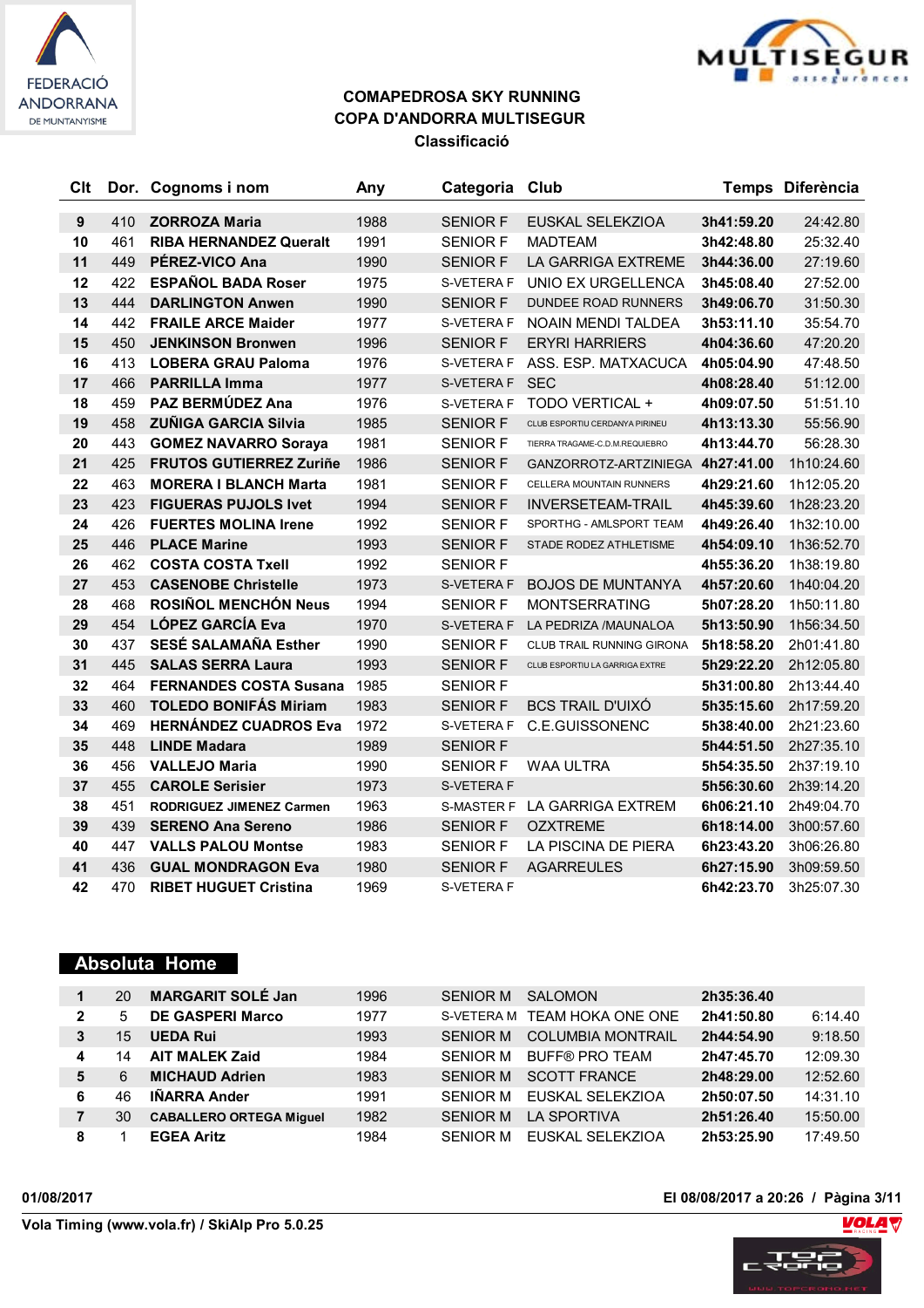**COMAPEDROSA SKY RUNNING**
**COPA D'ANDORRA MULTISEGUR**
**Classificació**

| Clt | Dor. | Cognoms i nom | Any | Categoria | Club | Temps | Diferència |
|---|---|---|---|---|---|---|---|
| 9 | 410 | ZORROZA Maria | 1988 | SENIOR F | EUSKAL SELEKZIOA | 3h41:59.20 | 24:42.80 |
| 10 | 461 | RIBA HERNANDEZ Queralt | 1991 | SENIOR F | MADTEAM | 3h42:48.80 | 25:32.40 |
| 11 | 449 | PÉREZ-VICO Ana | 1990 | SENIOR F | LA GARRIGA EXTREME | 3h44:36.00 | 27:19.60 |
| 12 | 422 | ESPAÑOL BADA Roser | 1975 | S-VETERA F | UNIO EX URGELLENCA | 3h45:08.40 | 27:52.00 |
| 13 | 444 | DARLINGTON Anwen | 1990 | SENIOR F | DUNDEE ROAD RUNNERS | 3h49:06.70 | 31:50.30 |
| 14 | 442 | FRAILE ARCE Maider | 1977 | S-VETERA F | NOAIN MENDI TALDEA | 3h53:11.10 | 35:54.70 |
| 15 | 450 | JENKINSON Bronwen | 1996 | SENIOR F | ERYRI HARRIERS | 4h04:36.60 | 47:20.20 |
| 16 | 413 | LOBERA GRAU Paloma | 1976 | S-VETERA F | ASS. ESP. MATXACUCA | 4h05:04.90 | 47:48.50 |
| 17 | 466 | PARRILLA Imma | 1977 | S-VETERA F | SEC | 4h08:28.40 | 51:12.00 |
| 18 | 459 | PAZ BERMÚDEZ Ana | 1976 | S-VETERA F | TODO VERTICAL + | 4h09:07.50 | 51:51.10 |
| 19 | 458 | ZUÑIGA GARCIA Silvia | 1985 | SENIOR F | CLUB ESPORTIU CERDANYA PIRINEU | 4h13:13.30 | 55:56.90 |
| 20 | 443 | GOMEZ NAVARRO Soraya | 1981 | SENIOR F | TIERRA TRAGAME-C.D.M.REQUIEBRO | 4h13:44.70 | 56:28.30 |
| 21 | 425 | FRUTOS GUTIERREZ Zuriñe | 1986 | SENIOR F | GANZORROTZ-ARTZINIEGA | 4h27:41.00 | 1h10:24.60 |
| 22 | 463 | MORERA I BLANCH Marta | 1981 | SENIOR F | CELLERA MOUNTAIN RUNNERS | 4h29:21.60 | 1h12:05.20 |
| 23 | 423 | FIGUERAS PUJOLS Ivet | 1994 | SENIOR F | INVERSETEAM-TRAIL | 4h45:39.60 | 1h28:23.20 |
| 24 | 426 | FUERTES MOLINA Irene | 1992 | SENIOR F | SPORTHG - AMLSPORT TEAM | 4h49:26.40 | 1h32:10.00 |
| 25 | 446 | PLACE Marine | 1993 | SENIOR F | STADE RODEZ ATHLETISME | 4h54:09.10 | 1h36:52.70 |
| 26 | 462 | COSTA COSTA Txell | 1992 | SENIOR F | | 4h55:36.20 | 1h38:19.80 |
| 27 | 453 | CASENOBE Christelle | 1973 | S-VETERA F | BOJOS DE MUNTANYA | 4h57:20.60 | 1h40:04.20 |
| 28 | 468 | ROSIÑOL MENCHÓN Neus | 1994 | SENIOR F | MONTSERRATING | 5h07:28.20 | 1h50:11.80 |
| 29 | 454 | LÓPEZ GARCÍA Eva | 1970 | S-VETERA F | LA PEDRIZA /MAUNALOA | 5h13:50.90 | 1h56:34.50 |
| 30 | 437 | SESÉ SALAMAÑA Esther | 1990 | SENIOR F | CLUB TRAIL RUNNING GIRONA | 5h18:58.20 | 2h01:41.80 |
| 31 | 445 | SALAS SERRA Laura | 1993 | SENIOR F | CLUB ESPORTIU LA GARRIGA EXTRE | 5h29:22.20 | 2h12:05.80 |
| 32 | 464 | FERNANDES COSTA Susana | 1985 | SENIOR F | | 5h31:00.80 | 2h13:44.40 |
| 33 | 460 | TOLEDO BONIFÁS Miriam | 1983 | SENIOR F | BCS TRAIL D'UIXÓ | 5h35:15.60 | 2h17:59.20 |
| 34 | 469 | HERNÁNDEZ CUADROS Eva | 1972 | S-VETERA F | C.E.GUISSONENC | 5h38:40.00 | 2h21:23.60 |
| 35 | 448 | LINDE Madara | 1989 | SENIOR F | | 5h44:51.50 | 2h27:35.10 |
| 36 | 456 | VALLEJO Maria | 1990 | SENIOR F | WAA ULTRA | 5h54:35.50 | 2h37:19.10 |
| 37 | 455 | CAROLE Serisier | 1973 | S-VETERA F | | 5h56:30.60 | 2h39:14.20 |
| 38 | 451 | RODRIGUEZ JIMENEZ Carmen | 1963 | S-MASTER F | LA GARRIGA EXTREM | 6h06:21.10 | 2h49:04.70 |
| 39 | 439 | SERENO Ana Sereno | 1986 | SENIOR F | OZXTREME | 6h18:14.00 | 3h00:57.60 |
| 40 | 447 | VALLS PALOU Montse | 1983 | SENIOR F | LA PISCINA DE PIERA | 6h23:43.20 | 3h06:26.80 |
| 41 | 436 | GUAL MONDRAGON Eva | 1980 | SENIOR F | AGARREULES | 6h27:15.90 | 3h09:59.50 |
| 42 | 470 | RIBET HUGUET Cristina | 1969 | S-VETERA F | | 6h42:23.70 | 3h25:07.30 |

## Absoluta Home

| Clt | Dor. | Cognoms i nom | Any | Categoria | Club | Temps | Diferència |
|---|---|---|---|---|---|---|---|
| 1 | 20 | MARGARIT SOLÉ Jan | 1996 | SENIOR M | SALOMON | 2h35:36.40 | |
| 2 | 5 | DE GASPERI Marco | 1977 | S-VETERA M | TEAM HOKA ONE ONE | 2h41:50.80 | 6:14.40 |
| 3 | 15 | UEDA Rui | 1993 | SENIOR M | COLUMBIA MONTRAIL | 2h44:54.90 | 9:18.50 |
| 4 | 14 | AIT MALEK Zaid | 1984 | SENIOR M | BUFF® PRO TEAM | 2h47:45.70 | 12:09.30 |
| 5 | 6 | MICHAUD Adrien | 1983 | SENIOR M | SCOTT FRANCE | 2h48:29.00 | 12:52.60 |
| 6 | 46 | IÑARRA Ander | 1991 | SENIOR M | EUSKAL SELEKZIOA | 2h50:07.50 | 14:31.10 |
| 7 | 30 | CABALLERO ORTEGA Miguel | 1982 | SENIOR M | LA SPORTIVA | 2h51:26.40 | 15:50.00 |
| 8 | 1 | EGEA Aritz | 1984 | SENIOR M | EUSKAL SELEKZIOA | 2h53:25.90 | 17:49.50 |

01/08/2017 — El 08/08/2017 a 20:26

Vola Timing (www.vola.fr) / SkiAlp Pro 5.0.25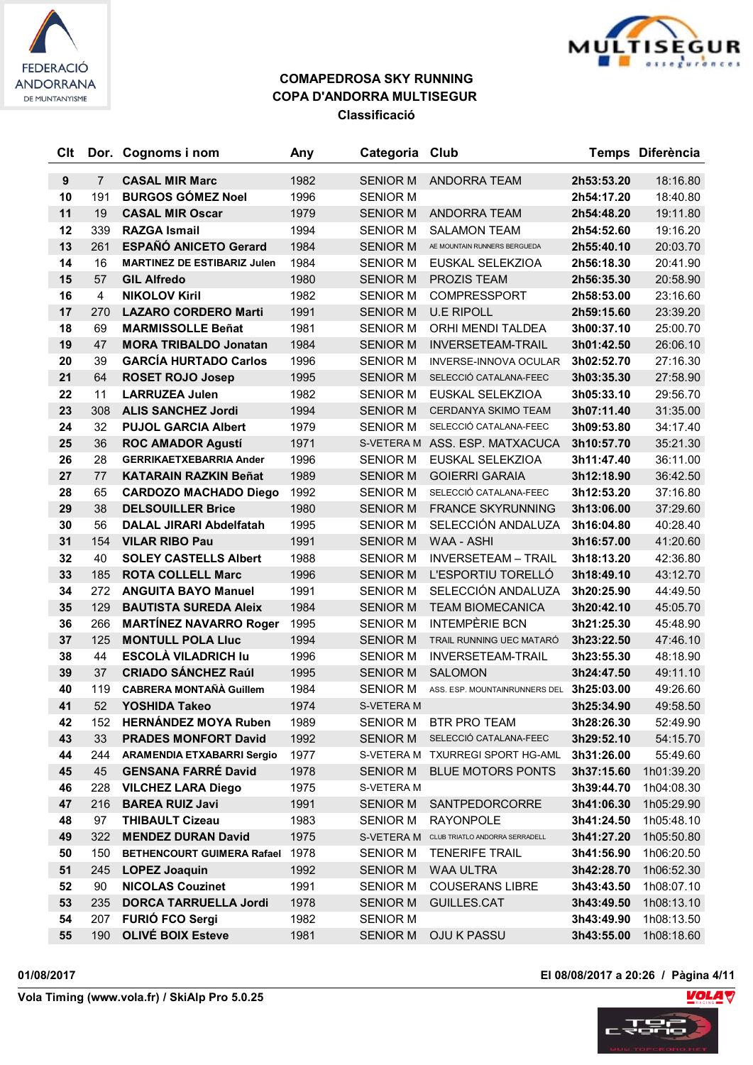**COMAPEDROSA SKY RUNNING**
**COPA D'ANDORRA MULTISEGUR**
**Classificació**

| Clt | Dor. | Cognoms i nom | Any | Categoria | Club | Temps | Diferència |
|---|---|---|---|---|---|---|---|
| 9 | 7 | CASAL MIR Marc | 1982 | SENIOR M | ANDORRA TEAM | 2h53:53.20 | 18:16.80 |
| 10 | 191 | BURGOS GÓMEZ Noel | 1996 | SENIOR M | | 2h54:17.20 | 18:40.80 |
| 11 | 19 | CASAL MIR Oscar | 1979 | SENIOR M | ANDORRA TEAM | 2h54:48.20 | 19:11.80 |
| 12 | 339 | RAZGA Ismail | 1994 | SENIOR M | SALAMON TEAM | 2h54:52.60 | 19:16.20 |
| 13 | 261 | ESPAÑÓ ANICETO Gerard | 1984 | SENIOR M | AE MOUNTAIN RUNNERS BERGUEDA | 2h55:40.10 | 20:03.70 |
| 14 | 16 | MARTINEZ DE ESTIBARIZ Julen | 1984 | SENIOR M | EUSKAL SELEKZIOA | 2h56:18.30 | 20:41.90 |
| 15 | 57 | GIL Alfredo | 1980 | SENIOR M | PROZIS TEAM | 2h56:35.30 | 20:58.90 |
| 16 | 4 | NIKOLOV Kiril | 1982 | SENIOR M | COMPRESSPORT | 2h58:53.00 | 23:16.60 |
| 17 | 270 | LAZARO CORDERO Marti | 1991 | SENIOR M | U.E RIPOLL | 2h59:15.60 | 23:39.20 |
| 18 | 69 | MARMISSOLLE Beñat | 1981 | SENIOR M | ORHI MENDI TALDEA | 3h00:37.10 | 25:00.70 |
| 19 | 47 | MORA TRIBALDO Jonatan | 1984 | SENIOR M | INVERSETEAM-TRAIL | 3h01:42.50 | 26:06.10 |
| 20 | 39 | GARCÍA HURTADO Carlos | 1996 | SENIOR M | INVERSE-INNOVA OCULAR | 3h02:52.70 | 27:16.30 |
| 21 | 64 | ROSET ROJO Josep | 1995 | SENIOR M | SELECCIÓ CATALANA-FEEC | 3h03:35.30 | 27:58.90 |
| 22 | 11 | LARRUZEA Julen | 1982 | SENIOR M | EUSKAL SELEKZIOA | 3h05:33.10 | 29:56.70 |
| 23 | 308 | ALIS SANCHEZ Jordi | 1994 | SENIOR M | CERDANYA SKIMO TEAM | 3h07:11.40 | 31:35.00 |
| 24 | 32 | PUJOL GARCIA Albert | 1979 | SENIOR M | SELECCIÓ CATALANA-FEEC | 3h09:53.80 | 34:17.40 |
| 25 | 36 | ROC AMADOR Agustí | 1971 | S-VETERA M | ASS. ESP. MATXACUCA | 3h10:57.70 | 35:21.30 |
| 26 | 28 | GERRIKAETXEBARRIA Ander | 1996 | SENIOR M | EUSKAL SELEKZIOA | 3h11:47.40 | 36:11.00 |
| 27 | 77 | KATARAIN RAZKIN Beñat | 1989 | SENIOR M | GOIERRI GARAIA | 3h12:18.90 | 36:42.50 |
| 28 | 65 | CARDOZO MACHADO Diego | 1992 | SENIOR M | SELECCIÓ CATALANA-FEEC | 3h12:53.20 | 37:16.80 |
| 29 | 38 | DELSOUILLER Brice | 1980 | SENIOR M | FRANCE SKYRUNNING | 3h13:06.00 | 37:29.60 |
| 30 | 56 | DALAL JIRARI Abdelfatah | 1995 | SENIOR M | SELECCIÓN ANDALUZA | 3h16:04.80 | 40:28.40 |
| 31 | 154 | VILAR RIBO Pau | 1991 | SENIOR M | WAA - ASHI | 3h16:57.00 | 41:20.60 |
| 32 | 40 | SOLEY CASTELLS Albert | 1988 | SENIOR M | INVERSETEAM – TRAIL | 3h18:13.20 | 42:36.80 |
| 33 | 185 | ROTA COLLELL Marc | 1996 | SENIOR M | L'ESPORTIU TORELLÓ | 3h18:49.10 | 43:12.70 |
| 34 | 272 | ANGUITA BAYO Manuel | 1991 | SENIOR M | SELECCIÓN ANDALUZA | 3h20:25.90 | 44:49.50 |
| 35 | 129 | BAUTISTA SUREDA Aleix | 1984 | SENIOR M | TEAM BIOMECANICA | 3h20:42.10 | 45:05.70 |
| 36 | 266 | MARTÍNEZ NAVARRO Roger | 1995 | SENIOR M | INTEMPÈRIE BCN | 3h21:25.30 | 45:48.90 |
| 37 | 125 | MONTULL POLA Lluc | 1994 | SENIOR M | TRAIL RUNNING UEC MATARÓ | 3h23:22.50 | 47:46.10 |
| 38 | 44 | ESCOLÀ VILADRICH Iu | 1996 | SENIOR M | INVERSETEAM-TRAIL | 3h23:55.30 | 48:18.90 |
| 39 | 37 | CRIADO SÁNCHEZ Raúl | 1995 | SENIOR M | SALOMON | 3h24:47.50 | 49:11.10 |
| 40 | 119 | CABRERA MONTAÑÀ Guillem | 1984 | SENIOR M | ASS. ESP. MOUNTAINRUNNERS DEL | 3h25:03.00 | 49:26.60 |
| 41 | 52 | YOSHIDA Takeo | 1974 | S-VETERA M | | 3h25:34.90 | 49:58.50 |
| 42 | 152 | HERNÁNDEZ MOYA Ruben | 1989 | SENIOR M | BTR PRO TEAM | 3h28:26.30 | 52:49.90 |
| 43 | 33 | PRADES MONFORT David | 1992 | SENIOR M | SELECCIÓ CATALANA-FEEC | 3h29:52.10 | 54:15.70 |
| 44 | 244 | ARAMENDIA ETXABARRI Sergio | 1977 | S-VETERA M | TXURREGI SPORT HG-AML | 3h31:26.00 | 55:49.60 |
| 45 | 45 | GENSANA FARRÉ David | 1978 | SENIOR M | BLUE MOTORS PONTS | 3h37:15.60 | 1h01:39.20 |
| 46 | 228 | VILCHEZ LARA Diego | 1975 | S-VETERA M | | 3h39:44.70 | 1h04:08.30 |
| 47 | 216 | BAREA RUIZ Javi | 1991 | SENIOR M | SANTPEDORCORRE | 3h41:06.30 | 1h05:29.90 |
| 48 | 97 | THIBAULT Cizeau | 1983 | SENIOR M | RAYONPOLE | 3h41:24.50 | 1h05:48.10 |
| 49 | 322 | MENDEZ DURAN David | 1975 | S-VETERA M | CLUB TRIATLO ANDORRA SERRADELL | 3h41:27.20 | 1h05:50.80 |
| 50 | 150 | BETHENCOURT GUIMERA Rafael | 1978 | SENIOR M | TENERIFE TRAIL | 3h41:56.90 | 1h06:20.50 |
| 51 | 245 | LOPEZ Joaquin | 1992 | SENIOR M | WAA ULTRA | 3h42:28.70 | 1h06:52.30 |
| 52 | 90 | NICOLAS Couzinet | 1991 | SENIOR M | COUSERANS LIBRE | 3h43:43.50 | 1h08:07.10 |
| 53 | 235 | DORCA TARRUELLA Jordi | 1978 | SENIOR M | GUILLES.CAT | 3h43:49.50 | 1h08:13.10 |
| 54 | 207 | FURIÓ FCO Sergi | 1982 | SENIOR M | | 3h43:49.90 | 1h08:13.50 |
| 55 | 190 | OLIVÉ BOIX Esteve | 1981 | SENIOR M | OJU K PASSU | 3h43:55.00 | 1h08:18.60 |

01/08/2017 — El 08/08/2017 a 20:26

Vola Timing (www.vola.fr) / SkiAlp Pro 5.0.25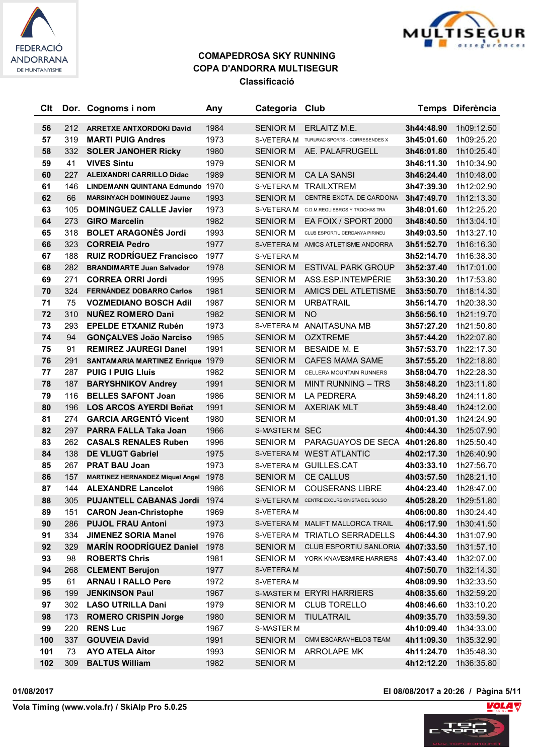FEDERACIÓ ANDORRANA DE MUNTANYISME

MULTISEGUR assegurances

### COMAPEDROSA SKY RUNNING
### COPA D'ANDORRA MULTISEGUR
### Classificació

| Clt | Dor. | Cognoms i nom | Any | Categoria | Club | Temps | Diferència |
|---|---|---|---|---|---|---|---|
| 56 | 212 | ARRETXE ANTXORDOKI David | 1984 | SENIOR M | ERLAITZ M.E. | 3h44:48.90 | 1h09:12.50 |
| 57 | 319 | MARTI PUIG Andres | 1973 | S-VETERA M | TURURAC SPORTS - CORRESENDES X | 3h45:01.60 | 1h09:25.20 |
| 58 | 332 | SOLER JANOHER Ricky | 1980 | SENIOR M | AE. PALAFRUGELL | 3h46:01.80 | 1h10:25.40 |
| 59 | 41 | VIVES Sintu | 1979 | SENIOR M | | 3h46:11.30 | 1h10:34.90 |
| 60 | 227 | ALEIXANDRI CARRILLO Didac | 1989 | SENIOR M | CA LA SANSI | 3h46:24.40 | 1h10:48.00 |
| 61 | 146 | LINDEMANN QUINTANA Edmundo | 1970 | S-VETERA M | TRAILXTREM | 3h47:39.30 | 1h12:02.90 |
| 62 | 66 | MARSINYACH DOMINGUEZ Jaume | 1993 | SENIOR M | CENTRE EXCTA. DE CARDONA | 3h47:49.70 | 1h12:13.30 |
| 63 | 105 | DOMINGUEZ CALLE Javier | 1973 | S-VETERA M | C.D.M.REQUIEBROS Y TROCHAS TRA | 3h48:01.60 | 1h12:25.20 |
| 64 | 273 | GIRO Marcelin | 1982 | SENIOR M | EA FOIX / SPORT 2000 | 3h48:40.50 | 1h13:04.10 |
| 65 | 318 | BOLET ARAGONÈS Jordi | 1993 | SENIOR M | CLUB ESPORTIU CERDANYA PIRINEU | 3h49:03.50 | 1h13:27.10 |
| 66 | 323 | CORREIA Pedro | 1977 | S-VETERA M | AMICS ATLETISME ANDORRA | 3h51:52.70 | 1h16:16.30 |
| 67 | 188 | RUIZ RODRÍGUEZ Francisco | 1977 | S-VETERA M | | 3h52:14.70 | 1h16:38.30 |
| 68 | 282 | BRANDIMARTE Juan Salvador | 1978 | SENIOR M | ESTIVAL PARK GROUP | 3h52:37.40 | 1h17:01.00 |
| 69 | 271 | CORREA ORRI Jordi | 1995 | SENIOR M | ASS.ESP.INTEMPÈRIE | 3h53:30.20 | 1h17:53.80 |
| 70 | 324 | FERNÁNDEZ DOBARRO Carlos | 1981 | SENIOR M | AMICS DEL ATLETISME | 3h53:50.70 | 1h18:14.30 |
| 71 | 75 | VOZMEDIANO BOSCH Adil | 1987 | SENIOR M | URBATRAIL | 3h56:14.70 | 1h20:38.30 |
| 72 | 310 | NUÑEZ ROMERO Dani | 1982 | SENIOR M | NO | 3h56:56.10 | 1h21:19.70 |
| 73 | 293 | EPELDE ETXANIZ Rubén | 1973 | S-VETERA M | ANAITASUNA MB | 3h57:27.20 | 1h21:50.80 |
| 74 | 94 | GONÇALVES João Narciso | 1985 | SENIOR M | OZXTREME | 3h57:44.20 | 1h22:07.80 |
| 75 | 91 | REMIREZ JAUREGI Danel | 1991 | SENIOR M | BESAIDE M. E | 3h57:53.70 | 1h22:17.30 |
| 76 | 291 | SANTAMARIA MARTINEZ Enrique | 1979 | SENIOR M | CAFES MAMA SAME | 3h57:55.20 | 1h22:18.80 |
| 77 | 287 | PUIG I PUIG Lluís | 1982 | SENIOR M | CELLERA MOUNTAIN RUNNERS | 3h58:04.70 | 1h22:28.30 |
| 78 | 187 | BARYSHNIKOV Andrey | 1991 | SENIOR M | MINT RUNNING – TRS | 3h58:48.20 | 1h23:11.80 |
| 79 | 116 | BELLES SAFONT Joan | 1986 | SENIOR M | LA PEDRERA | 3h59:48.20 | 1h24:11.80 |
| 80 | 196 | LOS ARCOS AYERDI Beñat | 1991 | SENIOR M | AXERIAK MLT | 3h59:48.40 | 1h24:12.00 |
| 81 | 274 | GARCIA ARGENTÓ Vicent | 1980 | SENIOR M | | 4h00:01.30 | 1h24:24.90 |
| 82 | 297 | PARRA FALLA Taka Joan | 1966 | S-MASTER M | SEC | 4h00:44.30 | 1h25:07.90 |
| 83 | 262 | CASALS RENALES Ruben | 1996 | SENIOR M | PARAGUAYOS DE SECA | 4h01:26.80 | 1h25:50.40 |
| 84 | 138 | DE VLUGT Gabriel | 1975 | S-VETERA M | WEST ATLANTIC | 4h02:17.30 | 1h26:40.90 |
| 85 | 267 | PRAT BAU Joan | 1973 | S-VETERA M | GUILLES.CAT | 4h03:33.10 | 1h27:56.70 |
| 86 | 157 | MARTINEZ HERNANDEZ Miquel Angel | 1978 | SENIOR M | CE CALLUS | 4h03:57.50 | 1h28:21.10 |
| 87 | 144 | ALEXANDRE Lancelot | 1986 | SENIOR M | COUSERANS LIBRE | 4h04:23.40 | 1h28:47.00 |
| 88 | 305 | PUJANTELL CABANAS Jordi | 1974 | S-VETERA M | CENTRE EXCURSIONISTA DEL SOLSO | 4h05:28.20 | 1h29:51.80 |
| 89 | 151 | CARON Jean-Christophe | 1969 | S-VETERA M | | 4h06:00.80 | 1h30:24.40 |
| 90 | 286 | PUJOL FRAU Antoni | 1973 | S-VETERA M | MALIFT MALLORCA TRAIL | 4h06:17.90 | 1h30:41.50 |
| 91 | 334 | JIMENEZ SORIA Manel | 1976 | S-VETERA M | TRIATLO SERRADELLS | 4h06:44.30 | 1h31:07.90 |
| 92 | 329 | MARÍN ROODRÍGUEZ Daniel | 1978 | SENIOR M | CLUB ESPORTIU SANLORIA | 4h07:33.50 | 1h31:57.10 |
| 93 | 98 | ROBERTS Chris | 1981 | SENIOR M | YORK KNAVESMIRE HARRIERS | 4h07:43.40 | 1h32:07.00 |
| 94 | 268 | CLEMENT Berujon | 1977 | S-VETERA M | | 4h07:50.70 | 1h32:14.30 |
| 95 | 61 | ARNAU I RALLO Pere | 1972 | S-VETERA M | | 4h08:09.90 | 1h32:33.50 |
| 96 | 199 | JENKINSON Paul | 1967 | S-MASTER M | ERYRI HARRIERS | 4h08:35.60 | 1h32:59.20 |
| 97 | 302 | LASO UTRILLA Dani | 1979 | SENIOR M | CLUB TORELLO | 4h08:46.60 | 1h33:10.20 |
| 98 | 173 | ROMERO CRISPIN Jorge | 1980 | SENIOR M | TIULATRAIL | 4h09:35.70 | 1h33:59.30 |
| 99 | 220 | RENS Luc | 1967 | S-MASTER M | | 4h10:09.40 | 1h34:33.00 |
| 100 | 337 | GOUVEIA David | 1991 | SENIOR M | CMM ESCARAVHELOS TEAM | 4h11:09.30 | 1h35:32.90 |
| 101 | 73 | AYO ATELA Aitor | 1993 | SENIOR M | ARROLAPE MK | 4h11:24.70 | 1h35:48.30 |
| 102 | 309 | BALTUS William | 1982 | SENIOR M | | 4h12:12.20 | 1h36:35.80 |

01/08/2017 — El 08/08/2017 a 20:26

Vola Timing (www.vola.fr) / SkiAlp Pro 5.0.25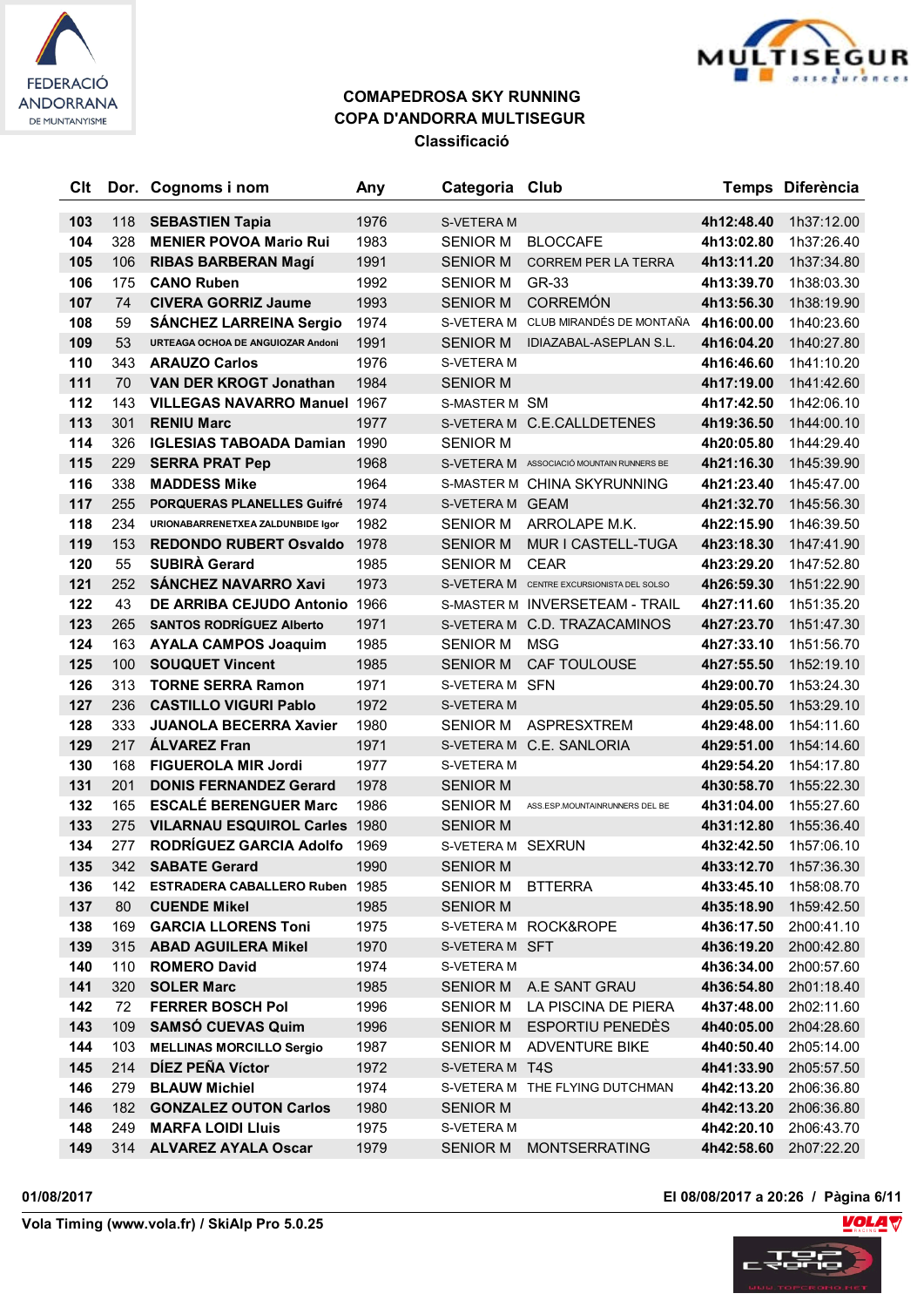**COMAPEDROSA SKY RUNNING**
**COPA D'ANDORRA MULTISEGUR**
**Classificació**

| Clt | Dor. | Cognoms i nom | Any | Categoria | Club | Temps | Diferència |
|---|---|---|---|---|---|---|---|
| 103 | 118 | SEBASTIEN Tapia | 1976 | S-VETERA M | | 4h12:48.40 | 1h37:12.00 |
| 104 | 328 | MENIER POVOA Mario Rui | 1983 | SENIOR M | BLOCCAFE | 4h13:02.80 | 1h37:26.40 |
| 105 | 106 | RIBAS BARBERAN Magí | 1991 | SENIOR M | CORREM PER LA TERRA | 4h13:11.20 | 1h37:34.80 |
| 106 | 175 | CANO Ruben | 1992 | SENIOR M | GR-33 | 4h13:39.70 | 1h38:03.30 |
| 107 | 74 | CIVERA GORRIZ Jaume | 1993 | SENIOR M | CORREMÓN | 4h13:56.30 | 1h38:19.90 |
| 108 | 59 | SÁNCHEZ LARREINA Sergio | 1974 | S-VETERA M | CLUB MIRANDÉS DE MONTAÑA | 4h16:00.00 | 1h40:23.60 |
| 109 | 53 | URTEAGA OCHOA DE ANGUIOZAR Andoni | 1991 | SENIOR M | IDIAZABAL-ASEPLAN S.L. | 4h16:04.20 | 1h40:27.80 |
| 110 | 343 | ARAUZO Carlos | 1976 | S-VETERA M | | 4h16:46.60 | 1h41:10.20 |
| 111 | 70 | VAN DER KROGT Jonathan | 1984 | SENIOR M | | 4h17:19.00 | 1h41:42.60 |
| 112 | 143 | VILLEGAS NAVARRO Manuel | 1967 | S-MASTER M | SM | 4h17:42.50 | 1h42:06.10 |
| 113 | 301 | RENIU Marc | 1977 | S-VETERA M | C.E.CALLDETENES | 4h19:36.50 | 1h44:00.10 |
| 114 | 326 | IGLESIAS TABOADA Damian | 1990 | SENIOR M | | 4h20:05.80 | 1h44:29.40 |
| 115 | 229 | SERRA PRAT Pep | 1968 | S-VETERA M | ASSOCIACIÓ MOUNTAIN RUNNERS BE | 4h21:16.30 | 1h45:39.90 |
| 116 | 338 | MADDESS Mike | 1964 | S-MASTER M | CHINA SKYRUNNING | 4h21:23.40 | 1h45:47.00 |
| 117 | 255 | PORQUERAS PLANELLES Guifré | 1974 | S-VETERA M | GEAM | 4h21:32.70 | 1h45:56.30 |
| 118 | 234 | URIONABARRENETXEA ZALDUNBIDE Igor | 1982 | SENIOR M | ARROLAPE M.K. | 4h22:15.90 | 1h46:39.50 |
| 119 | 153 | REDONDO RUBERT Osvaldo | 1978 | SENIOR M | MUR I CASTELL-TUGA | 4h23:18.30 | 1h47:41.90 |
| 120 | 55 | SUBIRÀ Gerard | 1985 | SENIOR M | CEAR | 4h23:29.20 | 1h47:52.80 |
| 121 | 252 | SÁNCHEZ NAVARRO Xavi | 1973 | S-VETERA M | CENTRE EXCURSIONISTA DEL SOLSO | 4h26:59.30 | 1h51:22.90 |
| 122 | 43 | DE ARRIBA CEJUDO Antonio | 1966 | S-MASTER M | INVERSETEAM - TRAIL | 4h27:11.60 | 1h51:35.20 |
| 123 | 265 | SANTOS RODRÍGUEZ Alberto | 1971 | S-VETERA M | C.D. TRAZACAMINOS | 4h27:23.70 | 1h51:47.30 |
| 124 | 163 | AYALA CAMPOS Joaquim | 1985 | SENIOR M | MSG | 4h27:33.10 | 1h51:56.70 |
| 125 | 100 | SOUQUET Vincent | 1985 | SENIOR M | CAF TOULOUSE | 4h27:55.50 | 1h52:19.10 |
| 126 | 313 | TORNE SERRA Ramon | 1971 | S-VETERA M | SFN | 4h29:00.70 | 1h53:24.30 |
| 127 | 236 | CASTILLO VIGURI Pablo | 1972 | S-VETERA M | | 4h29:05.50 | 1h53:29.10 |
| 128 | 333 | JUANOLA BECERRA Xavier | 1980 | SENIOR M | ASPRESXTREM | 4h29:48.00 | 1h54:11.60 |
| 129 | 217 | ÁLVAREZ Fran | 1971 | S-VETERA M | C.E. SANLORIA | 4h29:51.00 | 1h54:14.60 |
| 130 | 168 | FIGUEROLA MIR Jordi | 1977 | S-VETERA M | | 4h29:54.20 | 1h54:17.80 |
| 131 | 201 | DONIS FERNANDEZ Gerard | 1978 | SENIOR M | | 4h30:58.70 | 1h55:22.30 |
| 132 | 165 | ESCALÉ BERENGUER Marc | 1986 | SENIOR M | ASS.ESP.MOUNTAINRUNNERS DEL BE | 4h31:04.00 | 1h55:27.60 |
| 133 | 275 | VILARNAU ESQUIROL Carles | 1980 | SENIOR M | | 4h31:12.80 | 1h55:36.40 |
| 134 | 277 | RODRÍGUEZ GARCIA Adolfo | 1969 | S-VETERA M | SEXRUN | 4h32:42.50 | 1h57:06.10 |
| 135 | 342 | SABATE Gerard | 1990 | SENIOR M | | 4h33:12.70 | 1h57:36.30 |
| 136 | 142 | ESTRADERA CABALLERO Ruben | 1985 | SENIOR M | BTTERRA | 4h33:45.10 | 1h58:08.70 |
| 137 | 80 | CUENDE Mikel | 1985 | SENIOR M | | 4h35:18.90 | 1h59:42.50 |
| 138 | 169 | GARCIA LLORENS Toni | 1975 | S-VETERA M | ROCK&ROPE | 4h36:17.50 | 2h00:41.10 |
| 139 | 315 | ABAD AGUILERA Mikel | 1970 | S-VETERA M | SFT | 4h36:19.20 | 2h00:42.80 |
| 140 | 110 | ROMERO David | 1974 | S-VETERA M | | 4h36:34.00 | 2h00:57.60 |
| 141 | 320 | SOLER Marc | 1985 | SENIOR M | A.E SANT GRAU | 4h36:54.80 | 2h01:18.40 |
| 142 | 72 | FERRER BOSCH Pol | 1996 | SENIOR M | LA PISCINA DE PIERA | 4h37:48.00 | 2h02:11.60 |
| 143 | 109 | SAMSÓ CUEVAS Quim | 1996 | SENIOR M | ESPORTIU PENEDÈS | 4h40:05.00 | 2h04:28.60 |
| 144 | 103 | MELLINAS MORCILLO Sergio | 1987 | SENIOR M | ADVENTURE BIKE | 4h40:50.40 | 2h05:14.00 |
| 145 | 214 | DÍEZ PEÑA Víctor | 1972 | S-VETERA M | T4S | 4h41:33.90 | 2h05:57.50 |
| 146 | 279 | BLAUW Michiel | 1974 | S-VETERA M | THE FLYING DUTCHMAN | 4h42:13.20 | 2h06:36.80 |
| 146 | 182 | GONZALEZ OUTON Carlos | 1980 | SENIOR M | | 4h42:13.20 | 2h06:36.80 |
| 148 | 249 | MARFA LOIDI Lluis | 1975 | S-VETERA M | | 4h42:20.10 | 2h06:43.70 |
| 149 | 314 | ALVAREZ AYALA Oscar | 1979 | SENIOR M | MONTSERRATING | 4h42:58.60 | 2h07:22.20 |

01/08/2017 — El 08/08/2017 a 20:26

Vola Timing (www.vola.fr) / SkiAlp Pro 5.0.25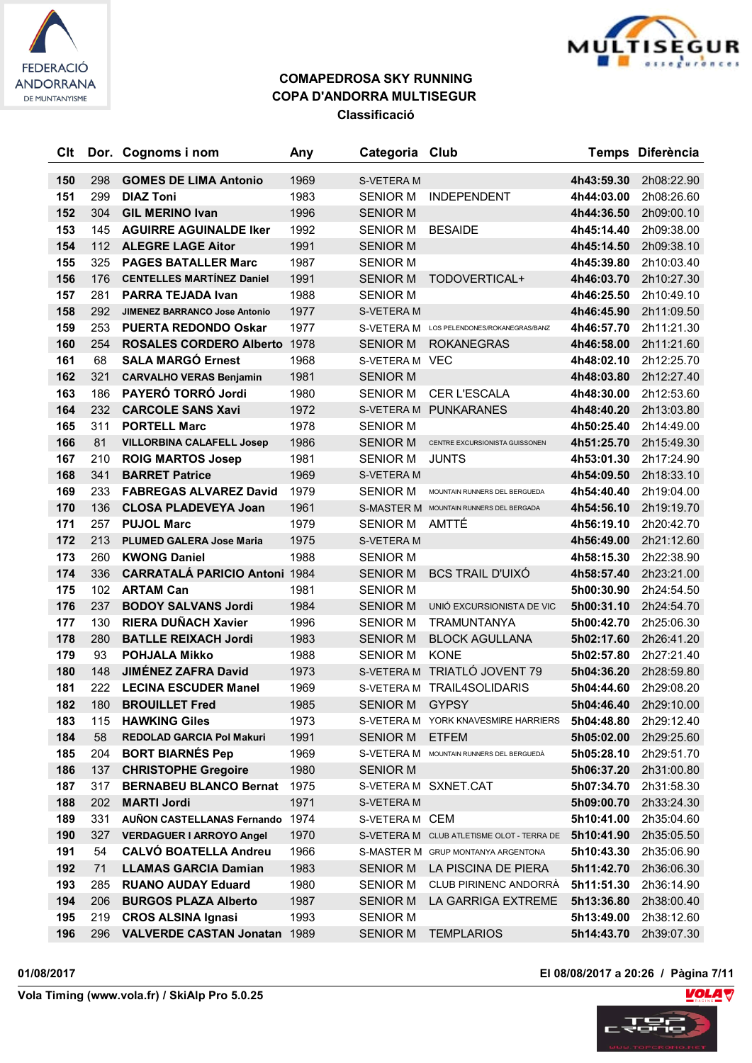**COMAPEDROSA SKY RUNNING**
**COPA D'ANDORRA MULTISEGUR**
**Classificació**

| Clt | Dor. | Cognoms i nom | Any | Categoria | Club | Temps | Diferència |
|---|---|---|---|---|---|---|---|
| 150 | 298 | GOMES DE LIMA Antonio | 1969 | S-VETERA M | | 4h43:59.30 | 2h08:22.90 |
| 151 | 299 | DIAZ Toni | 1983 | SENIOR M | INDEPENDENT | 4h44:03.00 | 2h08:26.60 |
| 152 | 304 | GIL MERINO Ivan | 1996 | SENIOR M | | 4h44:36.50 | 2h09:00.10 |
| 153 | 145 | AGUIRRE AGUINALDE Iker | 1992 | SENIOR M | BESAIDE | 4h45:14.40 | 2h09:38.00 |
| 154 | 112 | ALEGRE LAGE Aitor | 1991 | SENIOR M | | 4h45:14.50 | 2h09:38.10 |
| 155 | 325 | PAGES BATALLER Marc | 1987 | SENIOR M | | 4h45:39.80 | 2h10:03.40 |
| 156 | 176 | CENTELLES MARTÍNEZ Daniel | 1991 | SENIOR M | TODOVERTICAL+ | 4h46:03.70 | 2h10:27.30 |
| 157 | 281 | PARRA TEJADA Ivan | 1988 | SENIOR M | | 4h46:25.50 | 2h10:49.10 |
| 158 | 292 | JIMENEZ BARRANCO Jose Antonio | 1977 | S-VETERA M | | 4h46:45.90 | 2h11:09.50 |
| 159 | 253 | PUERTA REDONDO Oskar | 1977 | S-VETERA M | LOS PELENDONES/ROKANEGRAS/BANZ | 4h46:57.70 | 2h11:21.30 |
| 160 | 254 | ROSALES CORDERO Alberto | 1978 | SENIOR M | ROKANEGRAS | 4h46:58.00 | 2h11:21.60 |
| 161 | 68 | SALA MARGÓ Ernest | 1968 | S-VETERA M | VEC | 4h48:02.10 | 2h12:25.70 |
| 162 | 321 | CARVALHO VERAS Benjamin | 1981 | SENIOR M | | 4h48:03.80 | 2h12:27.40 |
| 163 | 186 | PAYERÓ TORRÓ Jordi | 1980 | SENIOR M | CER L'ESCALA | 4h48:30.00 | 2h12:53.60 |
| 164 | 232 | CARCOLE SANS Xavi | 1972 | S-VETERA M | PUNKARANES | 4h48:40.20 | 2h13:03.80 |
| 165 | 311 | PORTELL Marc | 1978 | SENIOR M | | 4h50:25.40 | 2h14:49.00 |
| 166 | 81 | VILLORBINA CALAFELL Josep | 1986 | SENIOR M | CENTRE EXCURSIONISTA GUISSONEN | 4h51:25.70 | 2h15:49.30 |
| 167 | 210 | ROIG MARTOS Josep | 1981 | SENIOR M | JUNTS | 4h53:01.30 | 2h17:24.90 |
| 168 | 341 | BARRET Patrice | 1969 | S-VETERA M | | 4h54:09.50 | 2h18:33.10 |
| 169 | 233 | FABREGAS ALVAREZ David | 1979 | SENIOR M | MOUNTAIN RUNNERS DEL BERGUEDA | 4h54:40.40 | 2h19:04.00 |
| 170 | 136 | CLOSA PLADEVEYA Joan | 1961 | S-MASTER M | MOUNTAIN RUNNERS DEL BERGADA | 4h54:56.10 | 2h19:19.70 |
| 171 | 257 | PUJOL Marc | 1979 | SENIOR M | AMTTÉ | 4h56:19.10 | 2h20:42.70 |
| 172 | 213 | PLUMED GALERA Jose Maria | 1975 | S-VETERA M | | 4h56:49.00 | 2h21:12.60 |
| 173 | 260 | KWONG Daniel | 1988 | SENIOR M | | 4h58:15.30 | 2h22:38.90 |
| 174 | 336 | CARRATALÁ PARICIO Antoni | 1984 | SENIOR M | BCS TRAIL D'UIXÓ | 4h58:57.40 | 2h23:21.00 |
| 175 | 102 | ARTAM Can | 1981 | SENIOR M | | 5h00:30.90 | 2h24:54.50 |
| 176 | 237 | BODOY SALVANS Jordi | 1984 | SENIOR M | UNIÓ EXCURSIONISTA DE VIC | 5h00:31.10 | 2h24:54.70 |
| 177 | 130 | RIERA DUÑACH Xavier | 1996 | SENIOR M | TRAMUNTANYA | 5h00:42.70 | 2h25:06.30 |
| 178 | 280 | BATLLE REIXACH Jordi | 1983 | SENIOR M | BLOCK AGULLANA | 5h02:17.60 | 2h26:41.20 |
| 179 | 93 | POHJALA Mikko | 1988 | SENIOR M | KONE | 5h02:57.80 | 2h27:21.40 |
| 180 | 148 | JIMÉNEZ ZAFRA David | 1973 | S-VETERA M | TRIATLÓ JOVENT 79 | 5h04:36.20 | 2h28:59.80 |
| 181 | 222 | LECINA ESCUDER Manel | 1969 | S-VETERA M | TRAIL4SOLIDARIS | 5h04:44.60 | 2h29:08.20 |
| 182 | 180 | BROUILLET Fred | 1985 | SENIOR M | GYPSY | 5h04:46.40 | 2h29:10.00 |
| 183 | 115 | HAWKING Giles | 1973 | S-VETERA M | YORK KNAVESMIRE HARRIERS | 5h04:48.80 | 2h29:12.40 |
| 184 | 58 | REDOLAD GARCIA Pol Makuri | 1991 | SENIOR M | ETFEM | 5h05:02.00 | 2h29:25.60 |
| 185 | 204 | BORT BIARNÉS Pep | 1969 | S-VETERA M | MOUNTAIN RUNNERS DEL BERGUEDÀ | 5h05:28.10 | 2h29:51.70 |
| 186 | 137 | CHRISTOPHE Gregoire | 1980 | SENIOR M | | 5h06:37.20 | 2h31:00.80 |
| 187 | 317 | BERNABEU BLANCO Bernat | 1975 | S-VETERA M | SXNET.CAT | 5h07:34.70 | 2h31:58.30 |
| 188 | 202 | MARTI Jordi | 1971 | S-VETERA M | | 5h09:00.70 | 2h33:24.30 |
| 189 | 331 | AUÑON CASTELLANAS Fernando | 1974 | S-VETERA M | CEM | 5h10:41.00 | 2h35:04.60 |
| 190 | 327 | VERDAGUER I ARROYO Angel | 1970 | S-VETERA M | CLUB ATLETISME OLOT - TERRA DE | 5h10:41.90 | 2h35:05.50 |
| 191 | 54 | CALVÓ BOATELLA Andreu | 1966 | S-MASTER M | GRUP MONTANYA ARGENTONA | 5h10:43.30 | 2h35:06.90 |
| 192 | 71 | LLAMAS GARCIA Damian | 1983 | SENIOR M | LA PISCINA DE PIERA | 5h11:42.70 | 2h36:06.30 |
| 193 | 285 | RUANO AUDAY Eduard | 1980 | SENIOR M | CLUB PIRINENC ANDORRÀ | 5h11:51.30 | 2h36:14.90 |
| 194 | 206 | BURGOS PLAZA Alberto | 1987 | SENIOR M | LA GARRIGA EXTREME | 5h13:36.80 | 2h38:00.40 |
| 195 | 219 | CROS ALSINA Ignasi | 1993 | SENIOR M | | 5h13:49.00 | 2h38:12.60 |
| 196 | 296 | VALVERDE CASTAN Jonatan | 1989 | SENIOR M | TEMPLARIOS | 5h14:43.70 | 2h39:07.30 |

01/08/2017 — El 08/08/2017 a 20:26

Vola Timing (www.vola.fr) / SkiAlp Pro 5.0.25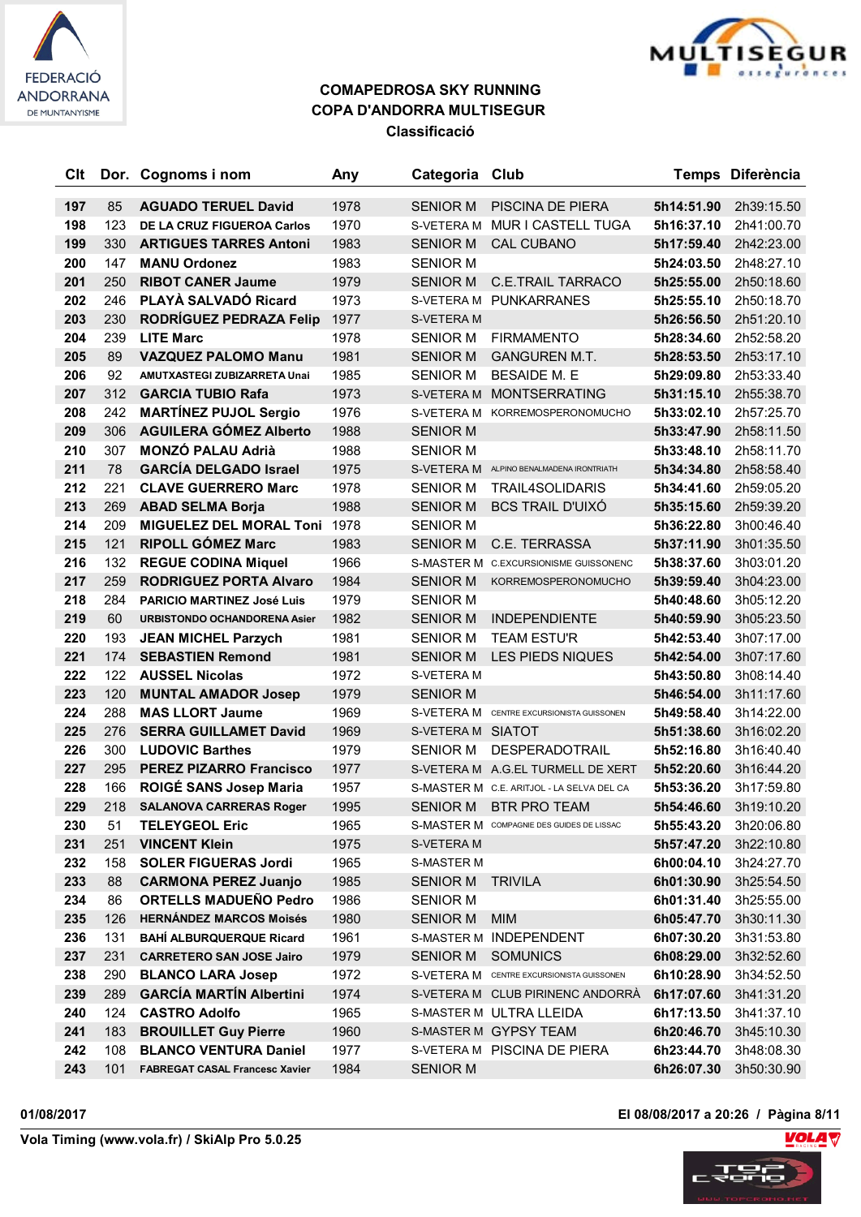**COMAPEDROSA SKY RUNNING**
**COPA D'ANDORRA MULTISEGUR**
**Classificació**

| Clt | Dor. | Cognoms i nom | Any | Categoria | Club | Temps | Diferència |
|---|---|---|---|---|---|---|---|
| 197 | 85 | AGUADO TERUEL David | 1978 | SENIOR M | PISCINA DE PIERA | 5h14:51.90 | 2h39:15.50 |
| 198 | 123 | DE LA CRUZ FIGUEROA Carlos | 1970 | S-VETERA M | MUR I CASTELL TUGA | 5h16:37.10 | 2h41:00.70 |
| 199 | 330 | ARTIGUES TARRES Antoni | 1983 | SENIOR M | CAL CUBANO | 5h17:59.40 | 2h42:23.00 |
| 200 | 147 | MANU Ordonez | 1983 | SENIOR M | | 5h24:03.50 | 2h48:27.10 |
| 201 | 250 | RIBOT CANER Jaume | 1979 | SENIOR M | C.E.TRAIL TARRACO | 5h25:55.00 | 2h50:18.60 |
| 202 | 246 | PLAYÀ SALVADÓ Ricard | 1973 | S-VETERA M | PUNKARRANES | 5h25:55.10 | 2h50:18.70 |
| 203 | 230 | RODRÍGUEZ PEDRAZA Felip | 1977 | S-VETERA M | | 5h26:56.50 | 2h51:20.10 |
| 204 | 239 | LITE Marc | 1978 | SENIOR M | FIRMAMENTO | 5h28:34.60 | 2h52:58.20 |
| 205 | 89 | VAZQUEZ PALOMO Manu | 1981 | SENIOR M | GANGUREN M.T. | 5h28:53.50 | 2h53:17.10 |
| 206 | 92 | AMUTXASTEGI ZUBIZARRETA Unai | 1985 | SENIOR M | BESAIDE M. E | 5h29:09.80 | 2h53:33.40 |
| 207 | 312 | GARCIA TUBIO Rafa | 1973 | S-VETERA M | MONTSERRATING | 5h31:15.10 | 2h55:38.70 |
| 208 | 242 | MARTÍNEZ PUJOL Sergio | 1976 | S-VETERA M | KORREMOSPERONOMUCHO | 5h33:02.10 | 2h57:25.70 |
| 209 | 306 | AGUILERA GÓMEZ Alberto | 1988 | SENIOR M | | 5h33:47.90 | 2h58:11.50 |
| 210 | 307 | MONZÓ PALAU Adrià | 1988 | SENIOR M | | 5h33:48.10 | 2h58:11.70 |
| 211 | 78 | GARCÍA DELGADO Israel | 1975 | S-VETERA M | ALPINO BENALMADENA IRONTRIATH | 5h34:34.80 | 2h58:58.40 |
| 212 | 221 | CLAVE GUERRERO Marc | 1978 | SENIOR M | TRAIL4SOLIDARIS | 5h34:41.60 | 2h59:05.20 |
| 213 | 269 | ABAD BALMA Borja | 1988 | SENIOR M | BCS TRAIL D'UIXÓ | 5h35:15.60 | 2h59:39.20 |
| 214 | 209 | MIGUELEZ DEL MORAL Toni | 1978 | SENIOR M | | 5h36:22.80 | 3h00:46.40 |
| 215 | 121 | RIPOLL GÓMEZ Marc | 1983 | SENIOR M | C.E. TERRASSA | 5h37:11.90 | 3h01:35.50 |
| 216 | 132 | REGUE CODINA Miquel | 1966 | S-MASTER M | C.EXCURSIONISME GUISSONENC | 5h38:37.60 | 3h03:01.20 |
| 217 | 259 | RODRIGUEZ PORTA Alvaro | 1984 | SENIOR M | KORREMOSPERONOMUCHO | 5h39:59.40 | 3h04:23.00 |
| 218 | 284 | PARICIO MARTINEZ José Luis | 1979 | SENIOR M | | 5h40:48.60 | 3h05:12.20 |
| 219 | 60 | URBISTONDO OCHANDORENA Asier | 1982 | SENIOR M | INDEPENDIENTE | 5h40:59.90 | 3h05:23.50 |
| 220 | 193 | JEAN MICHEL Parzych | 1981 | SENIOR M | TEAM ESTU'R | 5h42:53.40 | 3h07:17.00 |
| 221 | 174 | SEBASTIEN Remond | 1981 | SENIOR M | LES PIEDS NIQUES | 5h42:54.00 | 3h07:17.60 |
| 222 | 122 | AUSSEL Nicolas | 1972 | S-VETERA M | | 5h43:50.80 | 3h08:14.40 |
| 223 | 120 | MUNTAL AMADOR Josep | 1979 | SENIOR M | | 5h46:54.00 | 3h11:17.60 |
| 224 | 288 | MAS LLORT Jaume | 1969 | S-VETERA M | CENTRE EXCURSIONISTA GUISSONEN | 5h49:58.40 | 3h14:22.00 |
| 225 | 276 | SERRA GUILLAMET David | 1969 | S-VETERA M | SIATOT | 5h51:38.60 | 3h16:02.20 |
| 226 | 300 | LUDOVIC Barthes | 1979 | SENIOR M | DESPERADOTRAIL | 5h52:16.80 | 3h16:40.40 |
| 227 | 295 | PEREZ PIZARRO Francisco | 1977 | S-VETERA M | A.G.EL TURMELL DE XERT | 5h52:20.60 | 3h16:44.20 |
| 228 | 166 | ROIGÉ SANS Josep Maria | 1957 | S-MASTER M | C.E. ARITJOL - LA SELVA DEL CA | 5h53:36.20 | 3h17:59.80 |
| 229 | 218 | SALANOVA CARRERAS Roger | 1995 | SENIOR M | BTR PRO TEAM | 5h54:46.60 | 3h19:10.20 |
| 230 | 51 | TELEYGEOL Eric | 1965 | S-MASTER M | COMPAGNIE DES GUIDES DE LISSAC | 5h55:43.20 | 3h20:06.80 |
| 231 | 251 | VINCENT Klein | 1975 | S-VETERA M | | 5h57:47.20 | 3h22:10.80 |
| 232 | 158 | SOLER FIGUERAS Jordi | 1965 | S-MASTER M | | 6h00:04.10 | 3h24:27.70 |
| 233 | 88 | CARMONA PEREZ Juanjo | 1985 | SENIOR M | TRIVILA | 6h01:30.90 | 3h25:54.50 |
| 234 | 86 | ORTELLS MADUEÑO Pedro | 1986 | SENIOR M | | 6h01:31.40 | 3h25:55.00 |
| 235 | 126 | HERNÁNDEZ MARCOS Moisés | 1980 | SENIOR M | MIM | 6h05:47.70 | 3h30:11.30 |
| 236 | 131 | BAHÍ ALBURQUERQUE Ricard | 1961 | S-MASTER M | INDEPENDENT | 6h07:30.20 | 3h31:53.80 |
| 237 | 231 | CARRETERO SAN JOSE Jairo | 1979 | SENIOR M | SOMUNICS | 6h08:29.00 | 3h32:52.60 |
| 238 | 290 | BLANCO LARA Josep | 1972 | S-VETERA M | CENTRE EXCURSIONISTA GUISSONEN | 6h10:28.90 | 3h34:52.50 |
| 239 | 289 | GARCÍA MARTÍN Albertini | 1974 | S-VETERA M | CLUB PIRINENC ANDORRÀ | 6h17:07.60 | 3h41:31.20 |
| 240 | 124 | CASTRO Adolfo | 1965 | S-MASTER M | ULTRA LLEIDA | 6h17:13.50 | 3h41:37.10 |
| 241 | 183 | BROUILLET Guy Pierre | 1960 | S-MASTER M | GYPSY TEAM | 6h20:46.70 | 3h45:10.30 |
| 242 | 108 | BLANCO VENTURA Daniel | 1977 | S-VETERA M | PISCINA DE PIERA | 6h23:44.70 | 3h48:08.30 |
| 243 | 101 | FABREGAT CASAL Francesc Xavier | 1984 | SENIOR M | | 6h26:07.30 | 3h50:30.90 |

01/08/2017

El 08/08/2017 a 20:26

Vola Timing (www.vola.fr) / SkiAlp Pro 5.0.25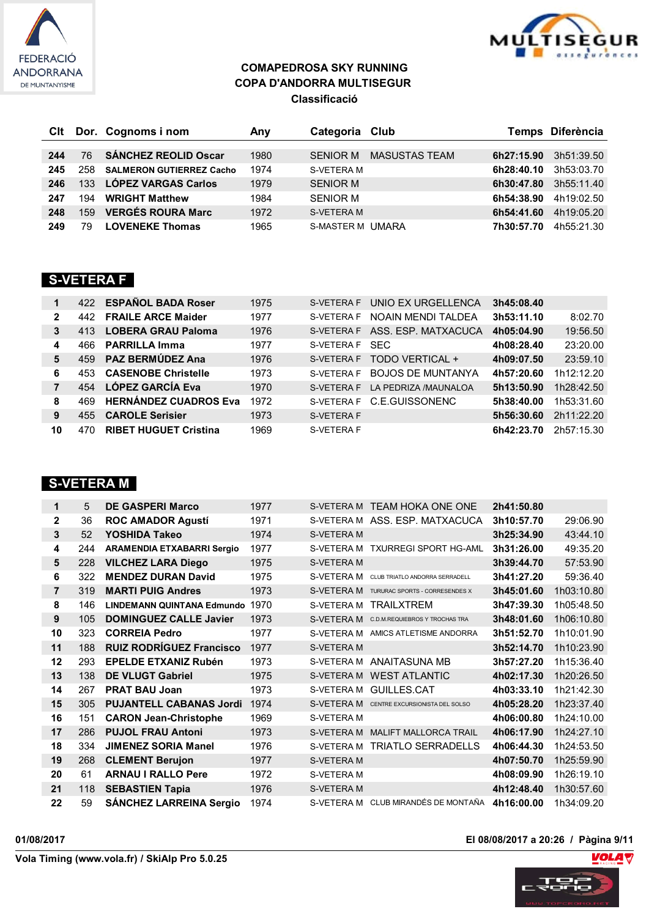**COMAPEDROSA SKY RUNNING**
**COPA D'ANDORRA MULTISEGUR**
**Classificació**

| Clt | Dor. | Cognoms i nom | Any | Categoria | Club | Temps | Diferència |
|---|---|---|---|---|---|---|---|
| 244 | 76 | SÁNCHEZ REOLID Oscar | 1980 | SENIOR M | MASUSTAS TEAM | 6h27:15.90 | 3h51:39.50 |
| 245 | 258 | SALMERON GUTIERREZ Cacho | 1974 | S-VETERA M | | 6h28:40.10 | 3h53:03.70 |
| 246 | 133 | LÓPEZ VARGAS Carlos | 1979 | SENIOR M | | 6h30:47.80 | 3h55:11.40 |
| 247 | 194 | WRIGHT Matthew | 1984 | SENIOR M | | 6h54:38.90 | 4h19:02.50 |
| 248 | 159 | VERGÉS ROURA Marc | 1972 | S-VETERA M | | 6h54:41.60 | 4h19:05.20 |
| 249 | 79 | LOVENEKE Thomas | 1965 | S-MASTER M | UMARA | 7h30:57.70 | 4h55:21.30 |

## S-VETERA F

| Clt | Dor. | Cognoms i nom | Any | Categoria | Club | Temps | Diferència |
|---|---|---|---|---|---|---|---|
| 1 | 422 | ESPAÑOL BADA Roser | 1975 | S-VETERA F | UNIO EX URGELLENCA | 3h45:08.40 | |
| 2 | 442 | FRAILE ARCE Maider | 1977 | S-VETERA F | NOAIN MENDI TALDEA | 3h53:11.10 | 8:02.70 |
| 3 | 413 | LOBERA GRAU Paloma | 1976 | S-VETERA F | ASS. ESP. MATXACUCA | 4h05:04.90 | 19:56.50 |
| 4 | 466 | PARRILLA Imma | 1977 | S-VETERA F | SEC | 4h08:28.40 | 23:20.00 |
| 5 | 459 | PAZ BERMÚDEZ Ana | 1976 | S-VETERA F | TODO VERTICAL + | 4h09:07.50 | 23:59.10 |
| 6 | 453 | CASENOBE Christelle | 1973 | S-VETERA F | BOJOS DE MUNTANYA | 4h57:20.60 | 1h12:12.20 |
| 7 | 454 | LÓPEZ GARCÍA Eva | 1970 | S-VETERA F | LA PEDRIZA /MAUNALOA | 5h13:50.90 | 1h28:42.50 |
| 8 | 469 | HERNÁNDEZ CUADROS Eva | 1972 | S-VETERA F | C.E.GUISSONENC | 5h38:40.00 | 1h53:31.60 |
| 9 | 455 | CAROLE Serisier | 1973 | S-VETERA F | | 5h56:30.60 | 2h11:22.20 |
| 10 | 470 | RIBET HUGUET Cristina | 1969 | S-VETERA F | | 6h42:23.70 | 2h57:15.30 |

## S-VETERA M

| Clt | Dor. | Cognoms i nom | Any | Categoria | Club | Temps | Diferència |
|---|---|---|---|---|---|---|---|
| 1 | 5 | DE GASPERI Marco | 1977 | S-VETERA M | TEAM HOKA ONE ONE | 2h41:50.80 | |
| 2 | 36 | ROC AMADOR Agustí | 1971 | S-VETERA M | ASS. ESP. MATXACUCA | 3h10:57.70 | 29:06.90 |
| 3 | 52 | YOSHIDA Takeo | 1974 | S-VETERA M | | 3h25:34.90 | 43:44.10 |
| 4 | 244 | ARAMENDIA ETXABARRI Sergio | 1977 | S-VETERA M | TXURREGI SPORT HG-AML | 3h31:26.00 | 49:35.20 |
| 5 | 228 | VILCHEZ LARA Diego | 1975 | S-VETERA M | | 3h39:44.70 | 57:53.90 |
| 6 | 322 | MENDEZ DURAN David | 1975 | S-VETERA M | CLUB TRIATLO ANDORRA SERRADELL | 3h41:27.20 | 59:36.40 |
| 7 | 319 | MARTI PUIG Andres | 1973 | S-VETERA M | TURURAC SPORTS - CORRESENDES X | 3h45:01.60 | 1h03:10.80 |
| 8 | 146 | LINDEMANN QUINTANA Edmundo | 1970 | S-VETERA M | TRAILXTREM | 3h47:39.30 | 1h05:48.50 |
| 9 | 105 | DOMINGUEZ CALLE Javier | 1973 | S-VETERA M | C.D.M.REQUIEBROS Y TROCHAS TRA | 3h48:01.60 | 1h06:10.80 |
| 10 | 323 | CORREIA Pedro | 1977 | S-VETERA M | AMICS ATLETISME ANDORRA | 3h51:52.70 | 1h10:01.90 |
| 11 | 188 | RUIZ RODRÍGUEZ Francisco | 1977 | S-VETERA M | | 3h52:14.70 | 1h10:23.90 |
| 12 | 293 | EPELDE ETXANIZ Rubén | 1973 | S-VETERA M | ANAITASUNA MB | 3h57:27.20 | 1h15:36.40 |
| 13 | 138 | DE VLUGT Gabriel | 1975 | S-VETERA M | WEST ATLANTIC | 4h02:17.30 | 1h20:26.50 |
| 14 | 267 | PRAT BAU Joan | 1973 | S-VETERA M | GUILLES.CAT | 4h03:33.10 | 1h21:42.30 |
| 15 | 305 | PUJANTELL CABANAS Jordi | 1974 | S-VETERA M | CENTRE EXCURSIONISTA DEL SOLSO | 4h05:28.20 | 1h23:37.40 |
| 16 | 151 | CARON Jean-Christophe | 1969 | S-VETERA M | | 4h06:00.80 | 1h24:10.00 |
| 17 | 286 | PUJOL FRAU Antoni | 1973 | S-VETERA M | MALIFT MALLORCA TRAIL | 4h06:17.90 | 1h24:27.10 |
| 18 | 334 | JIMENEZ SORIA Manel | 1976 | S-VETERA M | TRIATLO SERRADELLS | 4h06:44.30 | 1h24:53.50 |
| 19 | 268 | CLEMENT Berujon | 1977 | S-VETERA M | | 4h07:50.70 | 1h25:59.90 |
| 20 | 61 | ARNAU I RALLO Pere | 1972 | S-VETERA M | | 4h08:09.90 | 1h26:19.10 |
| 21 | 118 | SEBASTIEN Tapia | 1976 | S-VETERA M | | 4h12:48.40 | 1h30:57.60 |
| 22 | 59 | SÁNCHEZ LARREINA Sergio | 1974 | S-VETERA M | CLUB MIRANDÉS DE MONTAÑA | 4h16:00.00 | 1h34:09.20 |

01/08/2017 — El 08/08/2017 a 20:26

Vola Timing (www.vola.fr) / SkiAlp Pro 5.0.25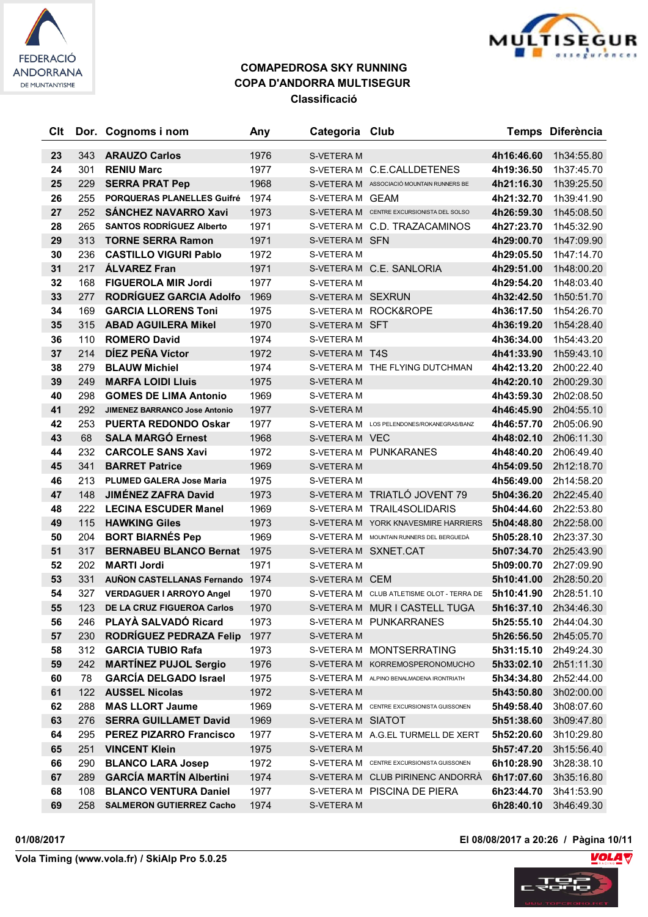# COMAPEDROSA SKY RUNNING
## COPA D'ANDORRA MULTISEGUR
### Classificació

| Clt | Dor. | Cognoms i nom | Any | Categoria | Club | Temps | Diferència |
|---|---|---|---|---|---|---|---|
| 23 | 343 | ARAUZO Carlos | 1976 | S-VETERA M | | 4h16:46.60 | 1h34:55.80 |
| 24 | 301 | RENIU Marc | 1977 | S-VETERA M | C.E.CALLDETENES | 4h19:36.50 | 1h37:45.70 |
| 25 | 229 | SERRA PRAT Pep | 1968 | S-VETERA M | ASSOCIACIÓ MOUNTAIN RUNNERS BE | 4h21:16.30 | 1h39:25.50 |
| 26 | 255 | PORQUERAS PLANELLES Guifré | 1974 | S-VETERA M | GEAM | 4h21:32.70 | 1h39:41.90 |
| 27 | 252 | SÁNCHEZ NAVARRO Xavi | 1973 | S-VETERA M | CENTRE EXCURSIONISTA DEL SOLSO | 4h26:59.30 | 1h45:08.50 |
| 28 | 265 | SANTOS RODRÍGUEZ Alberto | 1971 | S-VETERA M | C.D. TRAZACAMINOS | 4h27:23.70 | 1h45:32.90 |
| 29 | 313 | TORNE SERRA Ramon | 1971 | S-VETERA M | SFN | 4h29:00.70 | 1h47:09.90 |
| 30 | 236 | CASTILLO VIGURI Pablo | 1972 | S-VETERA M | | 4h29:05.50 | 1h47:14.70 |
| 31 | 217 | ÁLVAREZ Fran | 1971 | S-VETERA M | C.E. SANLORIA | 4h29:51.00 | 1h48:00.20 |
| 32 | 168 | FIGUEROLA MIR Jordi | 1977 | S-VETERA M | | 4h29:54.20 | 1h48:03.40 |
| 33 | 277 | RODRÍGUEZ GARCIA Adolfo | 1969 | S-VETERA M | SEXRUN | 4h32:42.50 | 1h50:51.70 |
| 34 | 169 | GARCIA LLORENS Toni | 1975 | S-VETERA M | ROCK&ROPE | 4h36:17.50 | 1h54:26.70 |
| 35 | 315 | ABAD AGUILERA Mikel | 1970 | S-VETERA M | SFT | 4h36:19.20 | 1h54:28.40 |
| 36 | 110 | ROMERO David | 1974 | S-VETERA M | | 4h36:34.00 | 1h54:43.20 |
| 37 | 214 | DÍEZ PEÑA Víctor | 1972 | S-VETERA M | T4S | 4h41:33.90 | 1h59:43.10 |
| 38 | 279 | BLAUW Michiel | 1974 | S-VETERA M | THE FLYING DUTCHMAN | 4h42:13.20 | 2h00:22.40 |
| 39 | 249 | MARFA LOIDI Lluis | 1975 | S-VETERA M | | 4h42:20.10 | 2h00:29.30 |
| 40 | 298 | GOMES DE LIMA Antonio | 1969 | S-VETERA M | | 4h43:59.30 | 2h02:08.50 |
| 41 | 292 | JIMENEZ BARRANCO Jose Antonio | 1977 | S-VETERA M | | 4h46:45.90 | 2h04:55.10 |
| 42 | 253 | PUERTA REDONDO Oskar | 1977 | S-VETERA M | LOS PELENDONES/ROKANEGRAS/BANZ | 4h46:57.70 | 2h05:06.90 |
| 43 | 68 | SALA MARGÓ Ernest | 1968 | S-VETERA M | VEC | 4h48:02.10 | 2h06:11.30 |
| 44 | 232 | CARCOLE SANS Xavi | 1972 | S-VETERA M | PUNKARANES | 4h48:40.20 | 2h06:49.40 |
| 45 | 341 | BARRET Patrice | 1969 | S-VETERA M | | 4h54:09.50 | 2h12:18.70 |
| 46 | 213 | PLUMED GALERA Jose Maria | 1975 | S-VETERA M | | 4h56:49.00 | 2h14:58.20 |
| 47 | 148 | JIMÉNEZ ZAFRA David | 1973 | S-VETERA M | TRIATLÓ JOVENT 79 | 5h04:36.20 | 2h22:45.40 |
| 48 | 222 | LECINA ESCUDER Manel | 1969 | S-VETERA M | TRAIL4SOLIDARIS | 5h04:44.60 | 2h22:53.80 |
| 49 | 115 | HAWKING Giles | 1973 | S-VETERA M | YORK KNAVESMIRE HARRIERS | 5h04:48.80 | 2h22:58.00 |
| 50 | 204 | BORT BIARNÉS Pep | 1969 | S-VETERA M | MOUNTAIN RUNNERS DEL BERGUEDÀ | 5h05:28.10 | 2h23:37.30 |
| 51 | 317 | BERNABEU BLANCO Bernat | 1975 | S-VETERA M | SXNET.CAT | 5h07:34.70 | 2h25:43.90 |
| 52 | 202 | MARTI Jordi | 1971 | S-VETERA M | | 5h09:00.70 | 2h27:09.90 |
| 53 | 331 | AUÑON CASTELLANAS Fernando | 1974 | S-VETERA M | CEM | 5h10:41.00 | 2h28:50.20 |
| 54 | 327 | VERDAGUER I ARROYO Angel | 1970 | S-VETERA M | CLUB ATLETISME OLOT - TERRA DE | 5h10:41.90 | 2h28:51.10 |
| 55 | 123 | DE LA CRUZ FIGUEROA Carlos | 1970 | S-VETERA M | MUR I CASTELL TUGA | 5h16:37.10 | 2h34:46.30 |
| 56 | 246 | PLAYÀ SALVADÓ Ricard | 1973 | S-VETERA M | PUNKARRANES | 5h25:55.10 | 2h44:04.30 |
| 57 | 230 | RODRÍGUEZ PEDRAZA Felip | 1977 | S-VETERA M | | 5h26:56.50 | 2h45:05.70 |
| 58 | 312 | GARCIA TUBIO Rafa | 1973 | S-VETERA M | MONTSERRATING | 5h31:15.10 | 2h49:24.30 |
| 59 | 242 | MARTÍNEZ PUJOL Sergio | 1976 | S-VETERA M | KORREMOSPERONOMUCHO | 5h33:02.10 | 2h51:11.30 |
| 60 | 78 | GARCÍA DELGADO Israel | 1975 | S-VETERA M | ALPINO BENALMADENA IRONTRAITH | 5h34:34.80 | 2h52:44.00 |
| 61 | 122 | AUSSEL Nicolas | 1972 | S-VETERA M | | 5h43:50.80 | 3h02:00.00 |
| 62 | 288 | MAS LLORT Jaume | 1969 | S-VETERA M | CENTRE EXCURSIONISTA GUISSONEN | 5h49:58.40 | 3h08:07.60 |
| 63 | 276 | SERRA GUILLAMET David | 1969 | S-VETERA M | SIATOT | 5h51:38.60 | 3h09:47.80 |
| 64 | 295 | PEREZ PIZARRO Francisco | 1977 | S-VETERA M | A.G.EL TURMELL DE XERT | 5h52:20.60 | 3h10:29.80 |
| 65 | 251 | VINCENT Klein | 1975 | S-VETERA M | | 5h57:47.20 | 3h15:56.40 |
| 66 | 290 | BLANCO LARA Josep | 1972 | S-VETERA M | CENTRE EXCURSIONISTA GUISSONEN | 6h10:28.90 | 3h28:38.10 |
| 67 | 289 | GARCÍA MARTÍN Albertini | 1974 | S-VETERA M | CLUB PIRINENC ANDORRÀ | 6h17:07.60 | 3h35:16.80 |
| 68 | 108 | BLANCO VENTURA Daniel | 1977 | S-VETERA M | PISCINA DE PIERA | 6h23:44.70 | 3h41:53.90 |
| 69 | 258 | SALMERON GUTIERREZ Cacho | 1974 | S-VETERA M | | 6h28:40.10 | 3h46:49.30 |

01/08/2017

El 08/08/2017 a 20:26

Vola Timing (www.vola.fr) / SkiAlp Pro 5.0.25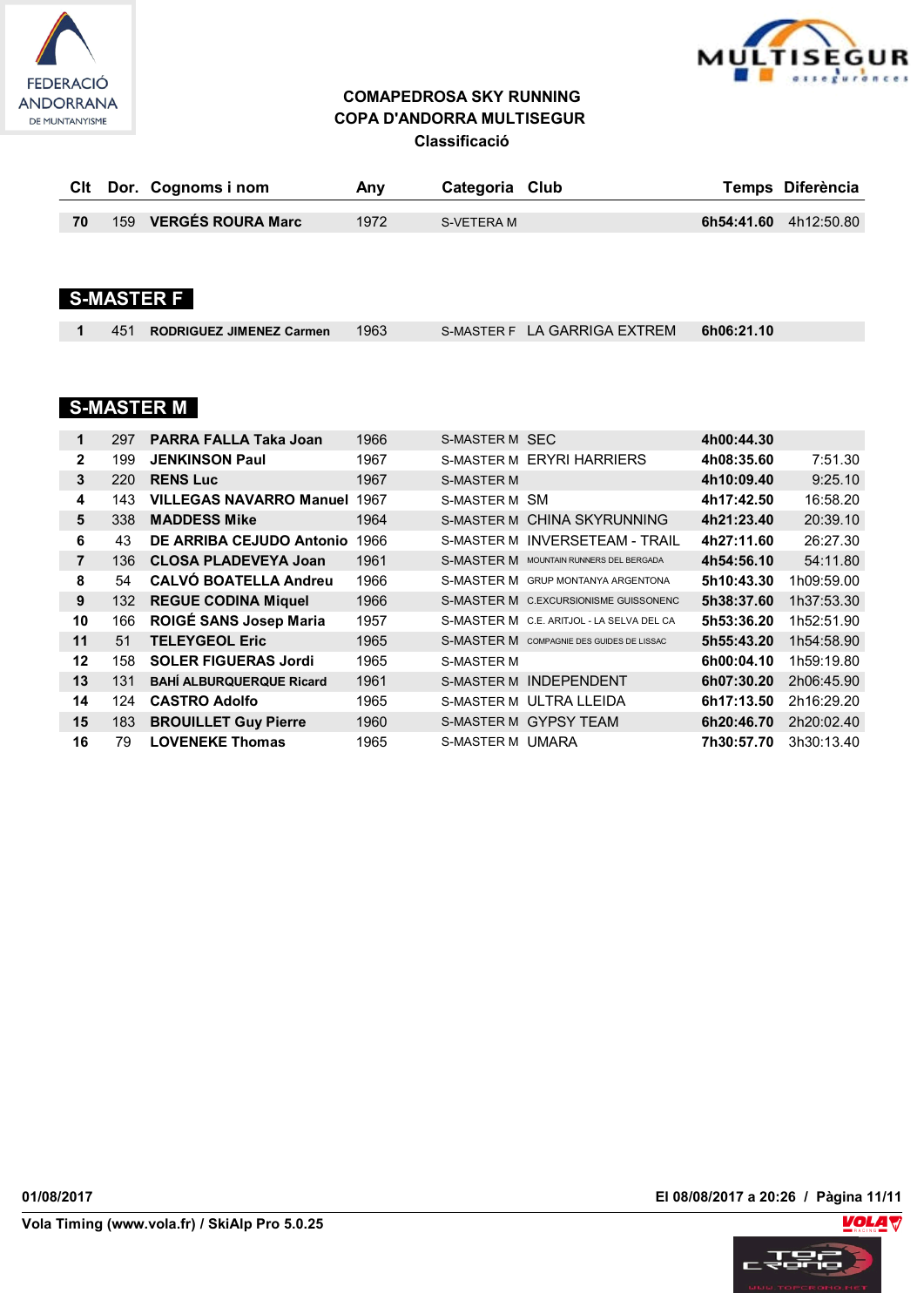COMAPEDROSA SKY RUNNING
COPA D'ANDORRA MULTISEGUR
Classificació

| Clt | Dor. | Cognoms i nom | Any | Categoria | Club | Temps | Diferència |
|---|---|---|---|---|---|---|---|
| 70 | 159 | **VERGÉS ROURA Marc** | 1972 | S-VETERA M | | **6h54:41.60** | 4h12:50.80 |

## S-MASTER F

| Clt | Dor. | Cognoms i nom | Any | Categoria | Club | Temps | Diferència |
|---|---|---|---|---|---|---|---|
| 1 | 451 | **RODRIGUEZ JIMENEZ Carmen** | 1963 | S-MASTER F | LA GARRIGA EXTREM | **6h06:21.10** | |

## S-MASTER M

| Clt | Dor. | Cognoms i nom | Any | Categoria | Club | Temps | Diferència |
|---|---|---|---|---|---|---|---|
| 1 | 297 | **PARRA FALLA Taka Joan** | 1966 | S-MASTER M | SEC | **4h00:44.30** | |
| 2 | 199 | **JENKINSON Paul** | 1967 | S-MASTER M | ERYRI HARRIERS | **4h08:35.60** | 7:51.30 |
| 3 | 220 | **RENS Luc** | 1967 | S-MASTER M | | **4h10:09.40** | 9:25.10 |
| 4 | 143 | **VILLEGAS NAVARRO Manuel** | 1967 | S-MASTER M | SM | **4h17:42.50** | 16:58.20 |
| 5 | 338 | **MADDESS Mike** | 1964 | S-MASTER M | CHINA SKYRUNNING | **4h21:23.40** | 20:39.10 |
| 6 | 43 | **DE ARRIBA CEJUDO Antonio** | 1966 | S-MASTER M | INVERSETEAM - TRAIL | **4h27:11.60** | 26:27.30 |
| 7 | 136 | **CLOSA PLADEVEYA Joan** | 1961 | S-MASTER M | MOUNTAIN RUNNERS DEL BERGADA | **4h54:56.10** | 54:11.80 |
| 8 | 54 | **CALVÓ BOATELLA Andreu** | 1966 | S-MASTER M | GRUP MONTANYA ARGENTONA | **5h10:43.30** | 1h09:59.00 |
| 9 | 132 | **REGUE CODINA Miquel** | 1966 | S-MASTER M | C.EXCURSIONISME GUISSONENC | **5h38:37.60** | 1h37:53.30 |
| 10 | 166 | **ROIGÉ SANS Josep Maria** | 1957 | S-MASTER M | C.E. ARITJOL - LA SELVA DEL CA | **5h53:36.20** | 1h52:51.90 |
| 11 | 51 | **TELEYGEOL Eric** | 1965 | S-MASTER M | COMPAGNIE DES GUIDES DE LISSAC | **5h55:43.20** | 1h54:58.90 |
| 12 | 158 | **SOLER FIGUERAS Jordi** | 1965 | S-MASTER M | | **6h00:04.10** | 1h59:19.80 |
| 13 | 131 | **BAHÍ ALBURQUERQUE Ricard** | 1961 | S-MASTER M | INDEPENDENT | **6h07:30.20** | 2h06:45.90 |
| 14 | 124 | **CASTRO Adolfo** | 1965 | S-MASTER M | ULTRA LLEIDA | **6h17:13.50** | 2h16:29.20 |
| 15 | 183 | **BROUILLET Guy Pierre** | 1960 | S-MASTER M | GYPSY TEAM | **6h20:46.70** | 2h20:02.40 |
| 16 | 79 | **LOVENEKE Thomas** | 1965 | S-MASTER M | UMARA | **7h30:57.70** | 3h30:13.40 |